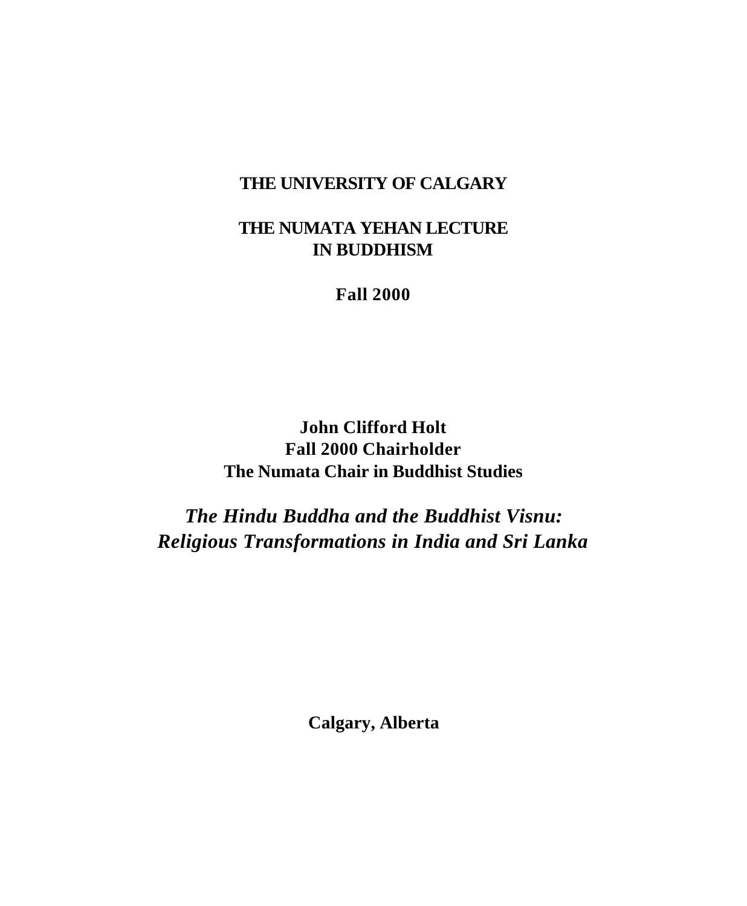**THE UNIVERSITY OF CALGARY**

**THE NUMATA YEHAN LECTURE IN BUDDHISM**

**Fall 2000**

**John Clifford Holt**
**Fall 2000 Chairholder**
**The Numata Chair in Buddhist Studies**

# *The Hindu Buddha and the Buddhist Visnu: Religious Transformations in India and Sri Lanka*

**Calgary, Alberta**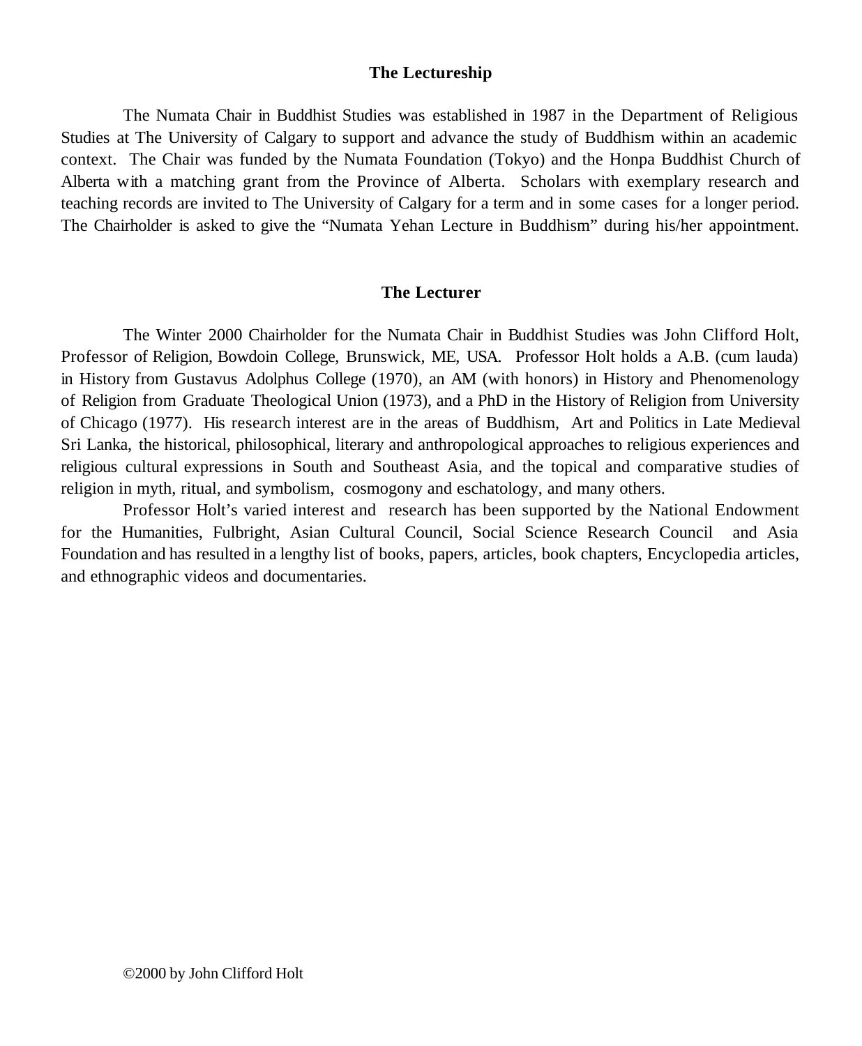## The Lectureship

The Numata Chair in Buddhist Studies was established in 1987 in the Department of Religious Studies at The University of Calgary to support and advance the study of Buddhism within an academic context. The Chair was funded by the Numata Foundation (Tokyo) and the Honpa Buddhist Church of Alberta with a matching grant from the Province of Alberta. Scholars with exemplary research and teaching records are invited to The University of Calgary for a term and in some cases for a longer period. The Chairholder is asked to give the "Numata Yehan Lecture in Buddhism" during his/her appointment.

## The Lecturer

The Winter 2000 Chairholder for the Numata Chair in Buddhist Studies was John Clifford Holt, Professor of Religion, Bowdoin College, Brunswick, ME, USA. Professor Holt holds a A.B. (cum lauda) in History from Gustavus Adolphus College (1970), an AM (with honors) in History and Phenomenology of Religion from Graduate Theological Union (1973), and a PhD in the History of Religion from University of Chicago (1977). His research interest are in the areas of Buddhism, Art and Politics in Late Medieval Sri Lanka, the historical, philosophical, literary and anthropological approaches to religious experiences and religious cultural expressions in South and Southeast Asia, and the topical and comparative studies of religion in myth, ritual, and symbolism, cosmogony and eschatology, and many others.

Professor Holt's varied interest and research has been supported by the National Endowment for the Humanities, Fulbright, Asian Cultural Council, Social Science Research Council and Asia Foundation and has resulted in a lengthy list of books, papers, articles, book chapters, Encyclopedia articles, and ethnographic videos and documentaries.

©2000 by John Clifford Holt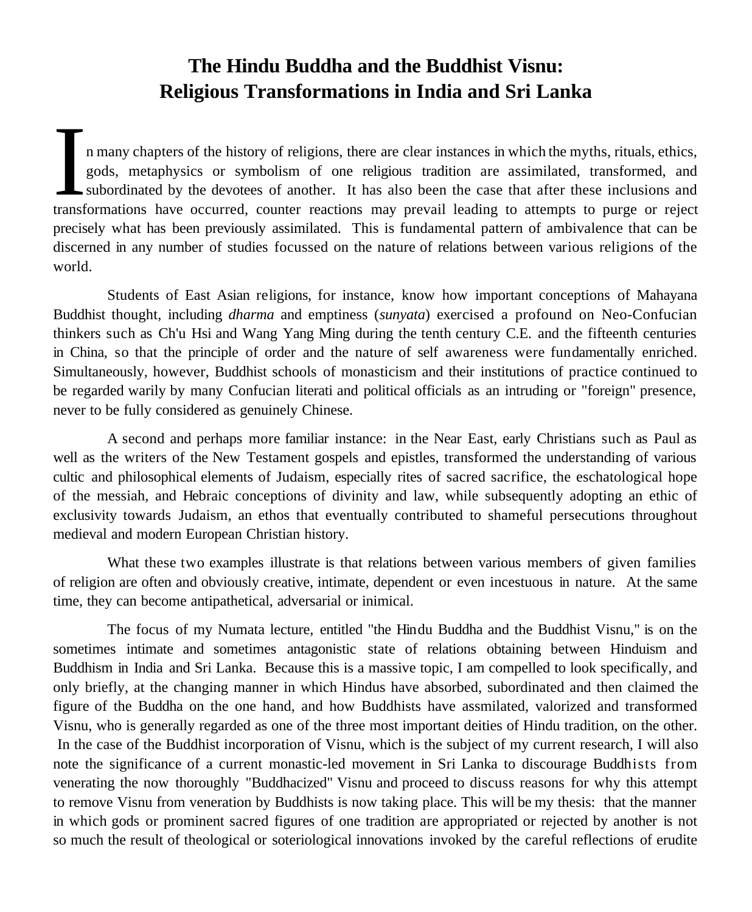# The Hindu Buddha and the Buddhist Visnu: Religious Transformations in India and Sri Lanka

In many chapters of the history of religions, there are clear instances in which the myths, rituals, ethics, gods, metaphysics or symbolism of one religious tradition are assimilated, transformed, and subordinated by the devotees of another. It has also been the case that after these inclusions and transformations have occurred, counter reactions may prevail leading to attempts to purge or reject precisely what has been previously assimilated. This is fundamental pattern of ambivalence that can be discerned in any number of studies focussed on the nature of relations between various religions of the world.

Students of East Asian religions, for instance, know how important conceptions of Mahayana Buddhist thought, including *dharma* and emptiness (*sunyata*) exercised a profound on Neo-Confucian thinkers such as Ch'u Hsi and Wang Yang Ming during the tenth century C.E. and the fifteenth centuries in China, so that the principle of order and the nature of self awareness were fundamentally enriched. Simultaneously, however, Buddhist schools of monasticism and their institutions of practice continued to be regarded warily by many Confucian literati and political officials as an intruding or "foreign" presence, never to be fully considered as genuinely Chinese.

A second and perhaps more familiar instance: in the Near East, early Christians such as Paul as well as the writers of the New Testament gospels and epistles, transformed the understanding of various cultic and philosophical elements of Judaism, especially rites of sacred sacrifice, the eschatological hope of the messiah, and Hebraic conceptions of divinity and law, while subsequently adopting an ethic of exclusivity towards Judaism, an ethos that eventually contributed to shameful persecutions throughout medieval and modern European Christian history.

What these two examples illustrate is that relations between various members of given families of religion are often and obviously creative, intimate, dependent or even incestuous in nature. At the same time, they can become antipathetical, adversarial or inimical.

The focus of my Numata lecture, entitled "the Hindu Buddha and the Buddhist Visnu," is on the sometimes intimate and sometimes antagonistic state of relations obtaining between Hinduism and Buddhism in India and Sri Lanka. Because this is a massive topic, I am compelled to look specifically, and only briefly, at the changing manner in which Hindus have absorbed, subordinated and then claimed the figure of the Buddha on the one hand, and how Buddhists have assmilated, valorized and transformed Visnu, who is generally regarded as one of the three most important deities of Hindu tradition, on the other. In the case of the Buddhist incorporation of Visnu, which is the subject of my current research, I will also note the significance of a current monastic-led movement in Sri Lanka to discourage Buddhists from venerating the now thoroughly "Buddhacized" Visnu and proceed to discuss reasons for why this attempt to remove Visnu from veneration by Buddhists is now taking place. This will be my thesis: that the manner in which gods or prominent sacred figures of one tradition are appropriated or rejected by another is not so much the result of theological or soteriological innovations invoked by the careful reflections of erudite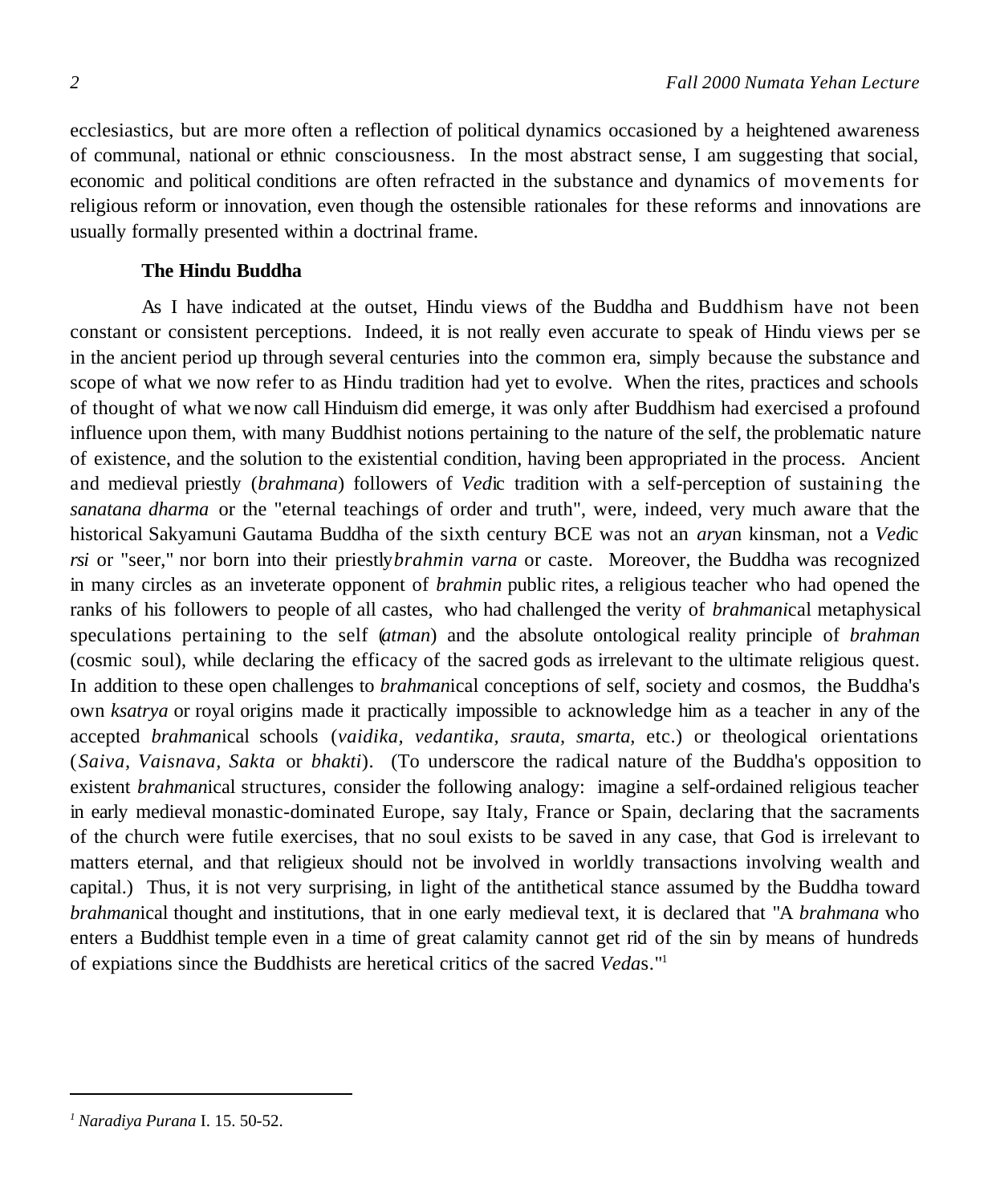ecclesiastics, but are more often a reflection of political dynamics occasioned by a heightened awareness of communal, national or ethnic consciousness. In the most abstract sense, I am suggesting that social, economic and political conditions are often refracted in the substance and dynamics of movements for religious reform or innovation, even though the ostensible rationales for these reforms and innovations are usually formally presented within a doctrinal frame.

**The Hindu Buddha**

As I have indicated at the outset, Hindu views of the Buddha and Buddhism have not been constant or consistent perceptions. Indeed, it is not really even accurate to speak of Hindu views per se in the ancient period up through several centuries into the common era, simply because the substance and scope of what we now refer to as Hindu tradition had yet to evolve. When the rites, practices and schools of thought of what we now call Hinduism did emerge, it was only after Buddhism had exercised a profound influence upon them, with many Buddhist notions pertaining to the nature of the self, the problematic nature of existence, and the solution to the existential condition, having been appropriated in the process. Ancient and medieval priestly (*brahmana*) followers of *Ved*ic tradition with a self-perception of sustaining the *sanatana dharma* or the "eternal teachings of order and truth", were, indeed, very much aware that the historical Sakyamuni Gautama Buddha of the sixth century BCE was not an *arya*n kinsman, not a *Ved*ic *rsi* or "seer," nor born into their priestly *brahmin varna* or caste. Moreover, the Buddha was recognized in many circles as an inveterate opponent of *brahmin* public rites, a religious teacher who had opened the ranks of his followers to people of all castes, who had challenged the verity of *brahmani*cal metaphysical speculations pertaining to the self (*atman*) and the absolute ontological reality principle of *brahman* (cosmic soul), while declaring the efficacy of the sacred gods as irrelevant to the ultimate religious quest. In addition to these open challenges to *brahman*ical conceptions of self, society and cosmos, the Buddha's own *ksatrya* or royal origins made it practically impossible to acknowledge him as a teacher in any of the accepted *brahman*ical schools (*vaidika, vedantika, srauta, smarta,* etc.) or theological orientations (*Saiva, Vaisnava, Sakta* or *bhakti*). (To underscore the radical nature of the Buddha's opposition to existent *brahman*ical structures, consider the following analogy: imagine a self-ordained religious teacher in early medieval monastic-dominated Europe, say Italy, France or Spain, declaring that the sacraments of the church were futile exercises, that no soul exists to be saved in any case, that God is irrelevant to matters eternal, and that religieux should not be involved in worldly transactions involving wealth and capital.) Thus, it is not very surprising, in light of the antithetical stance assumed by the Buddha toward *brahman*ical thought and institutions, that in one early medieval text, it is declared that "A *brahmana* who enters a Buddhist temple even in a time of great calamity cannot get rid of the sin by means of hundreds of expiations since the Buddhists are heretical critics of the sacred *Veda*s."[1]

---

[1] *Naradiya Purana* I. 15. 50-52.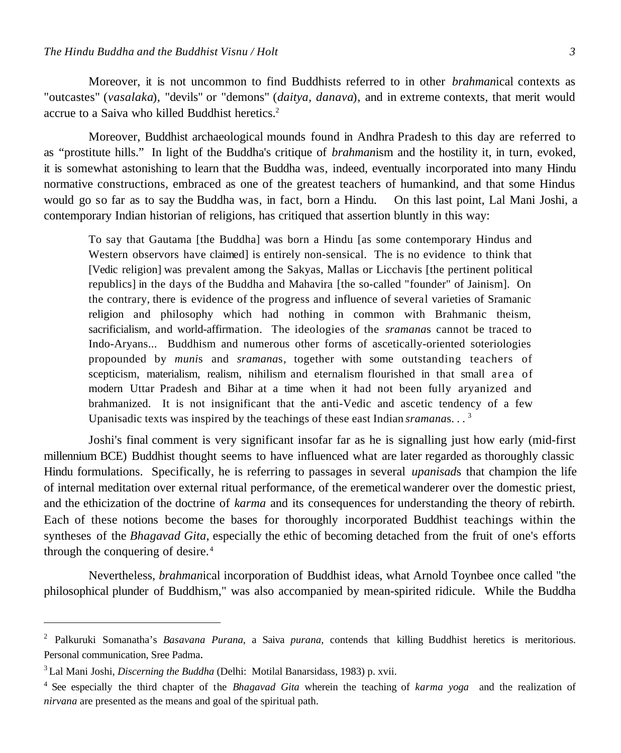Moreover, it is not uncommon to find Buddhists referred to in other *brahman*ical contexts as "outcastes" (*vasalaka*), "devils" or "demons" (*daitya, danava*), and in extreme contexts, that merit would accrue to a Saiva who killed Buddhist heretics.[2]

Moreover, Buddhist archaeological mounds found in Andhra Pradesh to this day are referred to as "prostitute hills." In light of the Buddha's critique of *brahman*ism and the hostility it, in turn, evoked, it is somewhat astonishing to learn that the Buddha was, indeed, eventually incorporated into many Hindu normative constructions, embraced as one of the greatest teachers of humankind, and that some Hindus would go so far as to say the Buddha was, in fact, born a Hindu. On this last point, Lal Mani Joshi, a contemporary Indian historian of religions, has critiqued that assertion bluntly in this way:

> To say that Gautama [the Buddha] was born a Hindu [as some contemporary Hindus and Western observors have claimed] is entirely non-sensical. The is no evidence to think that [Vedic religion] was prevalent among the Sakyas, Mallas or Licchavis [the pertinent political republics] in the days of the Buddha and Mahavira [the so-called "founder" of Jainism]. On the contrary, there is evidence of the progress and influence of several varieties of Sramanic religion and philosophy which had nothing in common with Brahmanic theism, sacrificialism, and world-affirmation. The ideologies of the *sramana*s cannot be traced to Indo-Aryans... Buddhism and numerous other forms of ascetically-oriented soteriologies propounded by *muni*s and *sramana*s, together with some outstanding teachers of scepticism, materialism, realism, nihilism and eternalism flourished in that small area of modern Uttar Pradesh and Bihar at a time when it had not been fully aryanized and brahmanized. It is not insignificant that the anti-Vedic and ascetic tendency of a few Upanisadic texts was inspired by the teachings of these east Indian *sramana*s. . . [3]

Joshi's final comment is very significant insofar far as he is signalling just how early (mid-first millennium BCE) Buddhist thought seems to have influenced what are later regarded as thoroughly classic Hindu formulations. Specifically, he is referring to passages in several *upanisad*s that champion the life of internal meditation over external ritual performance, of the eremetical wanderer over the domestic priest, and the ethicization of the doctrine of *karma* and its consequences for understanding the theory of rebirth. Each of these notions become the bases for thoroughly incorporated Buddhist teachings within the syntheses of the *Bhagavad Gita*, especially the ethic of becoming detached from the fruit of one's efforts through the conquering of desire.[4]

Nevertheless, *brahman*ical incorporation of Buddhist ideas, what Arnold Toynbee once called "the philosophical plunder of Buddhism," was also accompanied by mean-spirited ridicule. While the Buddha

---

[2] Palkuruki Somanatha's *Basavana Purana*, a Saiva *purana*, contends that killing Buddhist heretics is meritorious. Personal communication, Sree Padma.

[3] Lal Mani Joshi, *Discerning the Buddha* (Delhi: Motilal Banarsidass, 1983) p. xvii.

[4] See especially the third chapter of the *Bhagavad Gita* wherein the teaching of *karma yoga* and the realization of *nirvana* are presented as the means and goal of the spiritual path.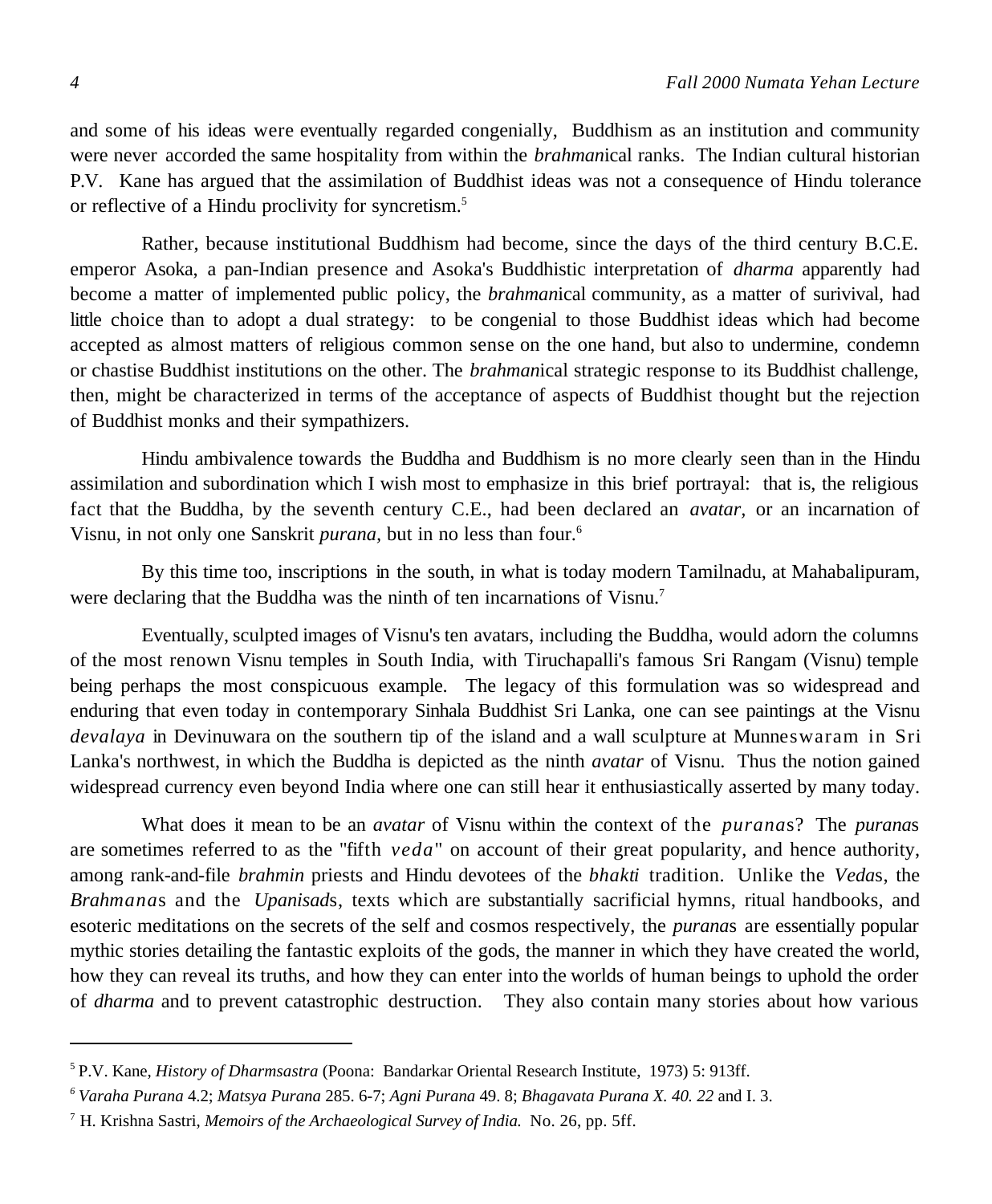and some of his ideas were eventually regarded congenially, Buddhism as an institution and community were never accorded the same hospitality from within the *brahman*ical ranks. The Indian cultural historian P.V. Kane has argued that the assimilation of Buddhist ideas was not a consequence of Hindu tolerance or reflective of a Hindu proclivity for syncretism.[5]

Rather, because institutional Buddhism had become, since the days of the third century B.C.E. emperor Asoka, a pan-Indian presence and Asoka's Buddhistic interpretation of *dharma* apparently had become a matter of implemented public policy, the *brahman*ical community, as a matter of surivival, had little choice than to adopt a dual strategy: to be congenial to those Buddhist ideas which had become accepted as almost matters of religious common sense on the one hand, but also to undermine, condemn or chastise Buddhist institutions on the other. The *brahman*ical strategic response to its Buddhist challenge, then, might be characterized in terms of the acceptance of aspects of Buddhist thought but the rejection of Buddhist monks and their sympathizers.

Hindu ambivalence towards the Buddha and Buddhism is no more clearly seen than in the Hindu assimilation and subordination which I wish most to emphasize in this brief portrayal: that is, the religious fact that the Buddha, by the seventh century C.E., had been declared an *avatar*, or an incarnation of Visnu, in not only one Sanskrit *purana,* but in no less than four.[6]

By this time too, inscriptions in the south, in what is today modern Tamilnadu, at Mahabalipuram, were declaring that the Buddha was the ninth of ten incarnations of Visnu.[7]

Eventually, sculpted images of Visnu's ten avatars, including the Buddha, would adorn the columns of the most renown Visnu temples in South India, with Tiruchapalli's famous Sri Rangam (Visnu) temple being perhaps the most conspicuous example. The legacy of this formulation was so widespread and enduring that even today in contemporary Sinhala Buddhist Sri Lanka, one can see paintings at the Visnu *devalaya* in Devinuwara on the southern tip of the island and a wall sculpture at Munneswaram in Sri Lanka's northwest, in which the Buddha is depicted as the ninth *avatar* of Visnu. Thus the notion gained widespread currency even beyond India where one can still hear it enthusiastically asserted by many today.

What does it mean to be an *avatar* of Visnu within the context of the *purana*s? The *purana*s are sometimes referred to as the "fifth *veda*" on account of their great popularity, and hence authority, among rank-and-file *brahmin* priests and Hindu devotees of the *bhakti* tradition. Unlike the *Veda*s, the *Brahmana*s and the *Upanisad*s, texts which are substantially sacrificial hymns, ritual handbooks, and esoteric meditations on the secrets of the self and cosmos respectively, the *purana*s are essentially popular mythic stories detailing the fantastic exploits of the gods, the manner in which they have created the world, how they can reveal its truths, and how they can enter into the worlds of human beings to uphold the order of *dharma* and to prevent catastrophic destruction. They also contain many stories about how various

---

[5] P.V. Kane, *History of Dharmsastra* (Poona: Bandarkar Oriental Research Institute, 1973) 5: 913ff.

[6] *Varaha Purana* 4.2; *Matsya Purana* 285. 6-7; *Agni Purana* 49. 8; *Bhagavata Purana X. 40. 22* and I. 3.

[7] H. Krishna Sastri, *Memoirs of the Archaeological Survey of India.* No. 26, pp. 5ff.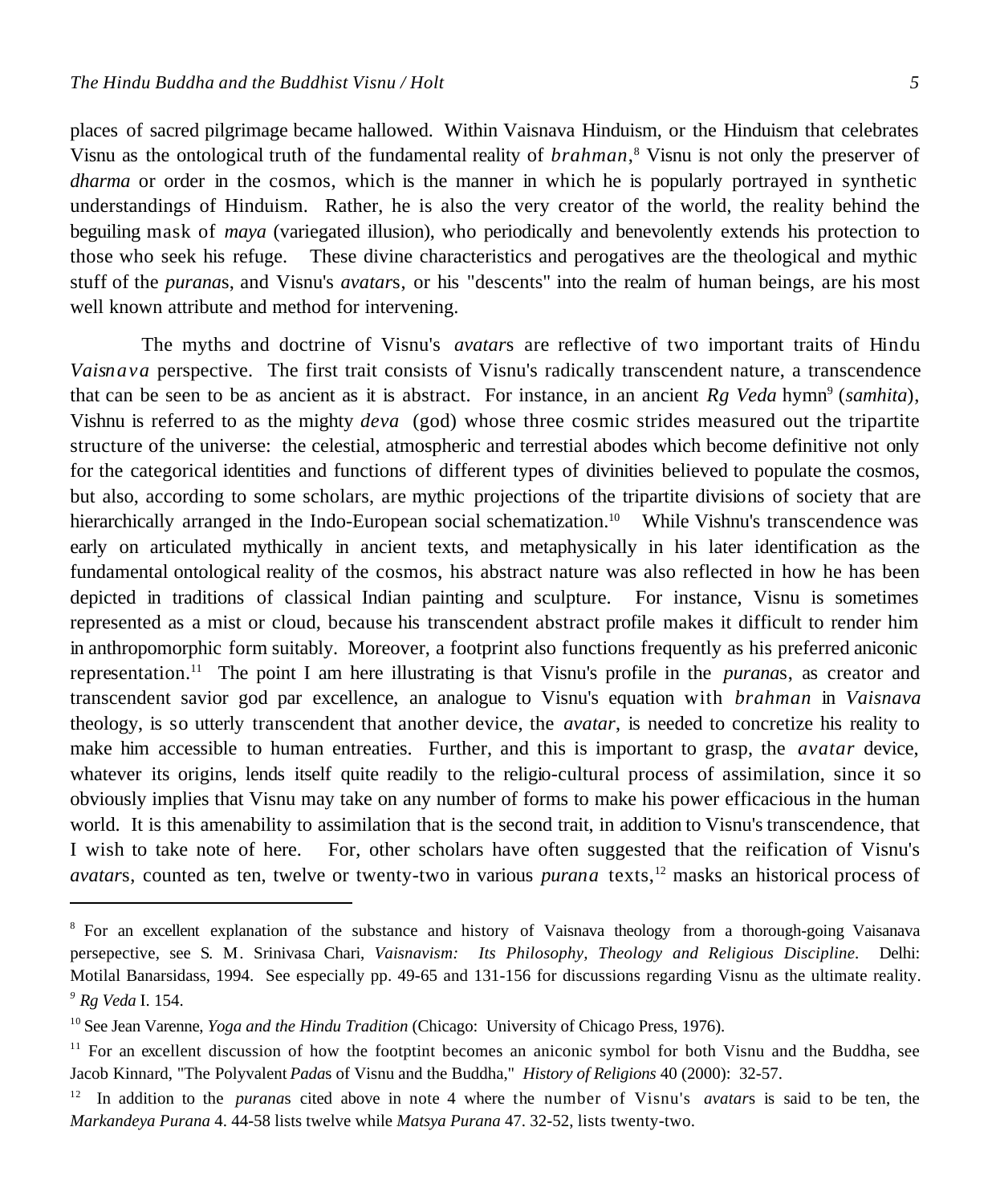places of sacred pilgrimage became hallowed. Within Vaisnava Hinduism, or the Hinduism that celebrates Visnu as the ontological truth of the fundamental reality of *brahman*,[8] Visnu is not only the preserver of *dharma* or order in the cosmos, which is the manner in which he is popularly portrayed in synthetic understandings of Hinduism. Rather, he is also the very creator of the world, the reality behind the beguiling mask of *maya* (variegated illusion), who periodically and benevolently extends his protection to those who seek his refuge. These divine characteristics and perogatives are the theological and mythic stuff of the *purana*s, and Visnu's *avatar*s, or his "descents" into the realm of human beings, are his most well known attribute and method for intervening.

The myths and doctrine of Visnu's *avatar*s are reflective of two important traits of Hindu *Vaisnava* perspective. The first trait consists of Visnu's radically transcendent nature, a transcendence that can be seen to be as ancient as it is abstract. For instance, in an ancient *Rg Veda* hymn[9] (*samhita*), Vishnu is referred to as the mighty *deva* (god) whose three cosmic strides measured out the tripartite structure of the universe: the celestial, atmospheric and terrestial abodes which become definitive not only for the categorical identities and functions of different types of divinities believed to populate the cosmos, but also, according to some scholars, are mythic projections of the tripartite divisions of society that are hierarchically arranged in the Indo-European social schematization.[10] While Vishnu's transcendence was early on articulated mythically in ancient texts, and metaphysically in his later identification as the fundamental ontological reality of the cosmos, his abstract nature was also reflected in how he has been depicted in traditions of classical Indian painting and sculpture. For instance, Visnu is sometimes represented as a mist or cloud, because his transcendent abstract profile makes it difficult to render him in anthropomorphic form suitably. Moreover, a footprint also functions frequently as his preferred aniconic representation.[11] The point I am here illustrating is that Visnu's profile in the *purana*s, as creator and transcendent savior god par excellence, an analogue to Visnu's equation with *brahman* in *Vaisnava* theology, is so utterly transcendent that another device, the *avatar*, is needed to concretize his reality to make him accessible to human entreaties. Further, and this is important to grasp, the *avatar* device, whatever its origins, lends itself quite readily to the religio-cultural process of assimilation, since it so obviously implies that Visnu may take on any number of forms to make his power efficacious in the human world. It is this amenability to assimilation that is the second trait, in addition to Visnu's transcendence, that I wish to take note of here. For, other scholars have often suggested that the reification of Visnu's *avatar*s, counted as ten, twelve or twenty-two in various *purana* texts,[12] masks an historical process of

---

[8] For an excellent explanation of the substance and history of Vaisnava theology from a thorough-going Vaisanava persepective, see S. M. Srinivasa Chari, *Vaisnavism: Its Philosophy, Theology and Religious Discipline*. Delhi: Motilal Banarsidass, 1994. See especially pp. 49-65 and 131-156 for discussions regarding Visnu as the ultimate reality.

[9] *Rg Veda* I. 154.

[10] See Jean Varenne, *Yoga and the Hindu Tradition* (Chicago: University of Chicago Press, 1976).

[11] For an excellent discussion of how the footptint becomes an aniconic symbol for both Visnu and the Buddha, see Jacob Kinnard, "The Polyvalent *Pada*s of Visnu and the Buddha," *History of Religions* 40 (2000): 32-57.

[12] In addition to the *purana*s cited above in note 4 where the number of Visnu's *avatar*s is said to be ten, the *Markandeya Purana* 4. 44-58 lists twelve while *Matsya Purana* 47. 32-52, lists twenty-two.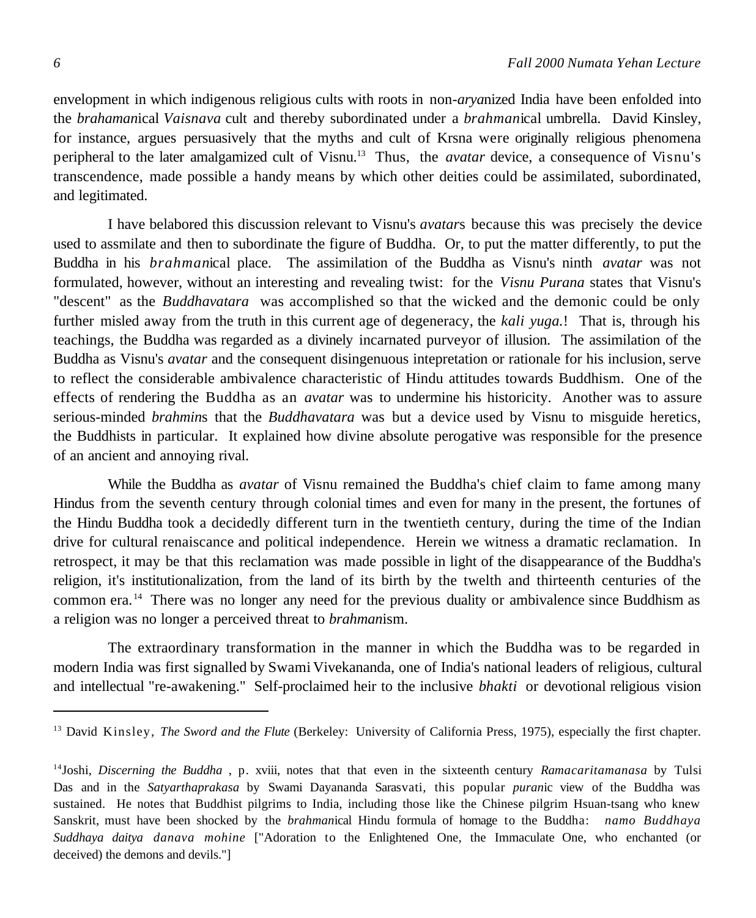envelopment in which indigenous religious cults with roots in non-*arya*nized India have been enfolded into the *brahaman*ical *Vaisnava* cult and thereby subordinated under a *brahman*ical umbrella. David Kinsley, for instance, argues persuasively that the myths and cult of Krsna were originally religious phenomena peripheral to the later amalgamized cult of Visnu.[13] Thus, the *avatar* device, a consequence of Visnu's transcendence, made possible a handy means by which other deities could be assimilated, subordinated, and legitimated.

I have belabored this discussion relevant to Visnu's *avatar*s because this was precisely the device used to assmilate and then to subordinate the figure of Buddha. Or, to put the matter differently, to put the Buddha in his *brahman*ical place. The assimilation of the Buddha as Visnu's ninth *avatar* was not formulated, however, without an interesting and revealing twist: for the *Visnu Purana* states that Visnu's "descent" as the *Buddhavatara* was accomplished so that the wicked and the demonic could be only further misled away from the truth in this current age of degeneracy, the *kali yuga.*! That is, through his teachings, the Buddha was regarded as a divinely incarnated purveyor of illusion. The assimilation of the Buddha as Visnu's *avatar* and the consequent disingenuous intepretation or rationale for his inclusion, serve to reflect the considerable ambivalence characteristic of Hindu attitudes towards Buddhism. One of the effects of rendering the Buddha as an *avatar* was to undermine his historicity. Another was to assure serious-minded *brahmin*s that the *Buddhavatara* was but a device used by Visnu to misguide heretics, the Buddhists in particular. It explained how divine absolute perogative was responsible for the presence of an ancient and annoying rival.

While the Buddha as *avatar* of Visnu remained the Buddha's chief claim to fame among many Hindus from the seventh century through colonial times and even for many in the present, the fortunes of the Hindu Buddha took a decidedly different turn in the twentieth century, during the time of the Indian drive for cultural renaiscance and political independence. Herein we witness a dramatic reclamation. In retrospect, it may be that this reclamation was made possible in light of the disappearance of the Buddha's religion, it's institutionalization, from the land of its birth by the twelth and thirteenth centuries of the common era.[14] There was no longer any need for the previous duality or ambivalence since Buddhism as a religion was no longer a perceived threat to *brahman*ism.

The extraordinary transformation in the manner in which the Buddha was to be regarded in modern India was first signalled by Swami Vivekananda, one of India's national leaders of religious, cultural and intellectual "re-awakening." Self-proclaimed heir to the inclusive *bhakti* or devotional religious vision

---

[13] David Kinsley, *The Sword and the Flute* (Berkeley: University of California Press, 1975), especially the first chapter.

[14] Joshi, *Discerning the Buddha* , p. xviii, notes that that even in the sixteenth century *Ramacaritamanasa* by Tulsi Das and in the *Satyarthaprakasa* by Swami Dayananda Sarasvati, this popular *puran*ic view of the Buddha was sustained. He notes that Buddhist pilgrims to India, including those like the Chinese pilgrim Hsuan-tsang who knew Sanskrit, must have been shocked by the *brahman*ical Hindu formula of homage to the Buddha: *namo Buddhaya Suddhaya daitya danava mohine* ["Adoration to the Enlightened One, the Immaculate One, who enchanted (or deceived) the demons and devils."]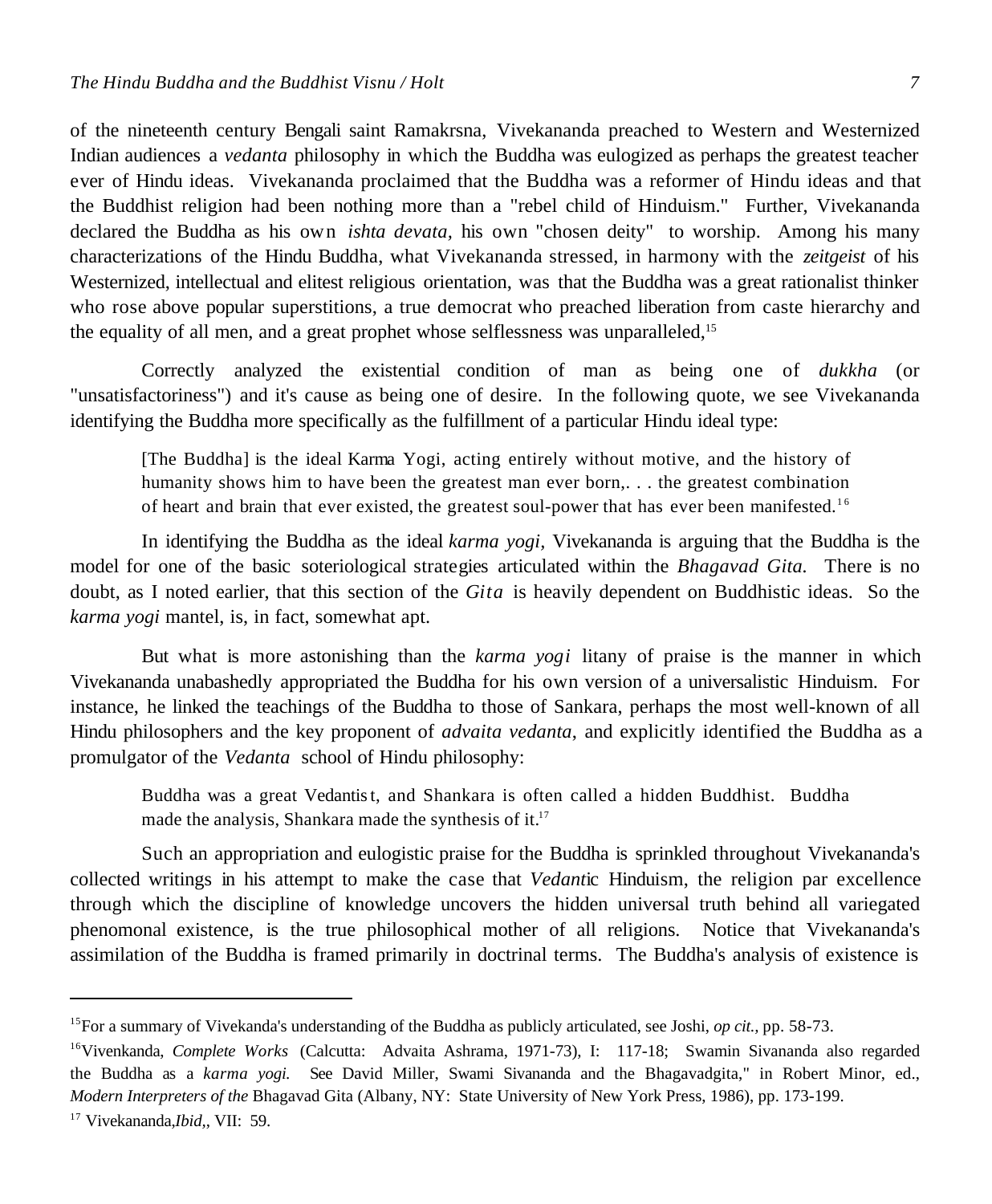of the nineteenth century Bengali saint Ramakrsna, Vivekananda preached to Western and Westernized Indian audiences a *vedanta* philosophy in which the Buddha was eulogized as perhaps the greatest teacher ever of Hindu ideas. Vivekananda proclaimed that the Buddha was a reformer of Hindu ideas and that the Buddhist religion had been nothing more than a "rebel child of Hinduism." Further, Vivekananda declared the Buddha as his own *ishta devata,* his own "chosen deity" to worship. Among his many characterizations of the Hindu Buddha, what Vivekananda stressed, in harmony with the *zeitgeist* of his Westernized, intellectual and elitest religious orientation, was that the Buddha was a great rationalist thinker who rose above popular superstitions, a true democrat who preached liberation from caste hierarchy and the equality of all men, and a great prophet whose selflessness was unparalleled,[15]

Correctly analyzed the existential condition of man as being one of *dukkha* (or "unsatisfactoriness") and it's cause as being one of desire. In the following quote, we see Vivekananda identifying the Buddha more specifically as the fulfillment of a particular Hindu ideal type:

> [The Buddha] is the ideal Karma Yogi, acting entirely without motive, and the history of humanity shows him to have been the greatest man ever born,. . . the greatest combination of heart and brain that ever existed, the greatest soul-power that has ever been manifested.[16]

In identifying the Buddha as the ideal *karma yogi*, Vivekananda is arguing that the Buddha is the model for one of the basic soteriological strategies articulated within the *Bhagavad Gita.* There is no doubt, as I noted earlier, that this section of the *Gita* is heavily dependent on Buddhistic ideas. So the *karma yogi* mantel, is, in fact, somewhat apt.

But what is more astonishing than the *karma yogi* litany of praise is the manner in which Vivekananda unabashedly appropriated the Buddha for his own version of a universalistic Hinduism. For instance, he linked the teachings of the Buddha to those of Sankara, perhaps the most well-known of all Hindu philosophers and the key proponent of *advaita vedanta*, and explicitly identified the Buddha as a promulgator of the *Vedanta* school of Hindu philosophy:

> Buddha was a great Vedantist, and Shankara is often called a hidden Buddhist. Buddha made the analysis, Shankara made the synthesis of it.[17]

Such an appropriation and eulogistic praise for the Buddha is sprinkled throughout Vivekananda's collected writings in his attempt to make the case that *Vedant*ic Hinduism, the religion par excellence through which the discipline of knowledge uncovers the hidden universal truth behind all variegated phenomonal existence, is the true philosophical mother of all religions. Notice that Vivekananda's assimilation of the Buddha is framed primarily in doctrinal terms. The Buddha's analysis of existence is

---

[15]For a summary of Vivekanda's understanding of the Buddha as publicly articulated, see Joshi, *op cit.,* pp. 58-73.

[16]Vivenkanda, *Complete Works* (Calcutta: Advaita Ashrama, 1971-73), I: 117-18; Swamin Sivananda also regarded the Buddha as a *karma yogi.* See David Miller, Swami Sivananda and the Bhagavadgita," in Robert Minor, ed., *Modern Interpreters of the* Bhagavad Gita (Albany, NY: State University of New York Press, 1986), pp. 173-199.

[17] Vivekananda,*Ibid*,, VII: 59.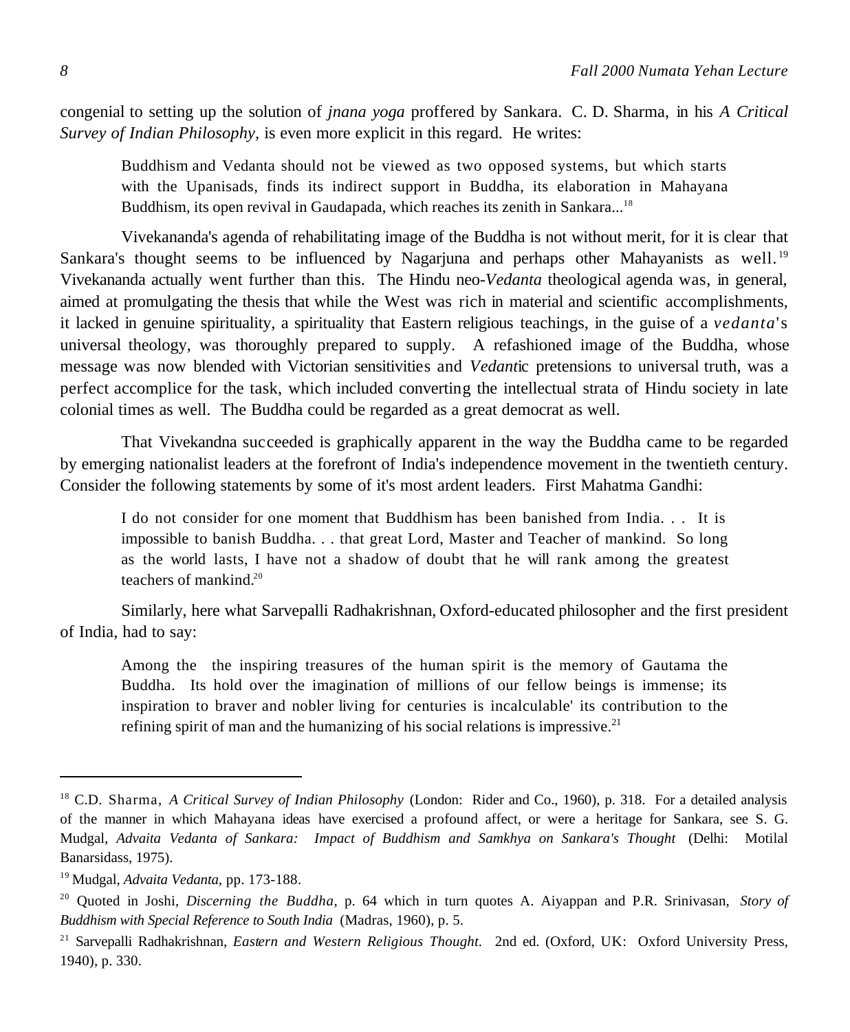congenial to setting up the solution of *jnana yoga* proffered by Sankara. C. D. Sharma, in his *A Critical Survey of Indian Philosophy,* is even more explicit in this regard. He writes:

> Buddhism and Vedanta should not be viewed as two opposed systems, but which starts with the Upanisads, finds its indirect support in Buddha, its elaboration in Mahayana Buddhism, its open revival in Gaudapada, which reaches its zenith in Sankara...[18]

Vivekananda's agenda of rehabilitating image of the Buddha is not without merit, for it is clear that Sankara's thought seems to be influenced by Nagarjuna and perhaps other Mahayanists as well.[19] Vivekananda actually went further than this. The Hindu neo-*Vedanta* theological agenda was, in general, aimed at promulgating the thesis that while the West was rich in material and scientific accomplishments, it lacked in genuine spirituality, a spirituality that Eastern religious teachings, in the guise of a *vedanta*'s universal theology, was thoroughly prepared to supply. A refashioned image of the Buddha, whose message was now blended with Victorian sensitivities and *Vedant*ic pretensions to universal truth, was a perfect accomplice for the task, which included converting the intellectual strata of Hindu society in late colonial times as well. The Buddha could be regarded as a great democrat as well.

That Vivekandna succeeded is graphically apparent in the way the Buddha came to be regarded by emerging nationalist leaders at the forefront of India's independence movement in the twentieth century. Consider the following statements by some of it's most ardent leaders. First Mahatma Gandhi:

> I do not consider for one moment that Buddhism has been banished from India. . . It is impossible to banish Buddha. . . that great Lord, Master and Teacher of mankind. So long as the world lasts, I have not a shadow of doubt that he will rank among the greatest teachers of mankind.[20]

Similarly, here what Sarvepalli Radhakrishnan, Oxford-educated philosopher and the first president of India, had to say:

> Among the the inspiring treasures of the human spirit is the memory of Gautama the Buddha. Its hold over the imagination of millions of our fellow beings is immense; its inspiration to braver and nobler living for centuries is incalculable' its contribution to the refining spirit of man and the humanizing of his social relations is impressive.[21]

---

[18] C.D. Sharma, *A Critical Survey of Indian Philosophy* (London: Rider and Co., 1960), p. 318. For a detailed analysis of the manner in which Mahayana ideas have exercised a profound affect, or were a heritage for Sankara, see S. G. Mudgal, *Advaita Vedanta of Sankara: Impact of Buddhism and Samkhya on Sankara's Thought* (Delhi: Motilal Banarsidass, 1975).

[19] Mudgal, *Advaita Vedanta*, pp. 173-188.

[20] Quoted in Joshi, *Discerning the Buddha*, p. 64 which in turn quotes A. Aiyappan and P.R. Srinivasan, *Story of Buddhism with Special Reference to South India* (Madras, 1960), p. 5.

[21] Sarvepalli Radhakrishnan, *Eastern and Western Religious Thought*. 2nd ed. (Oxford, UK: Oxford University Press, 1940), p. 330.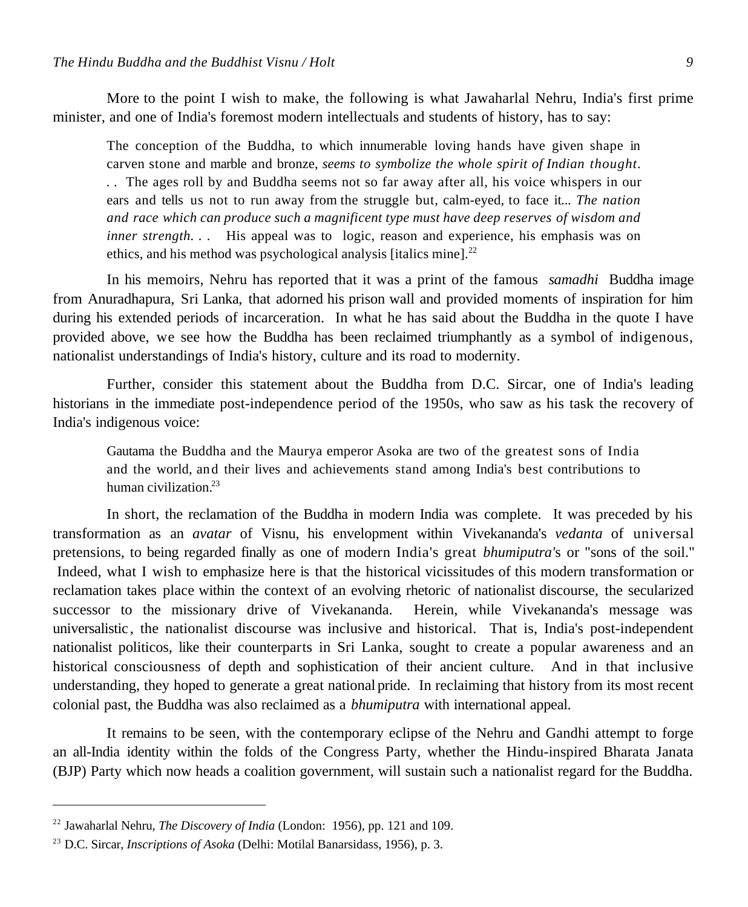More to the point I wish to make, the following is what Jawaharlal Nehru, India's first prime minister, and one of India's foremost modern intellectuals and students of history, has to say:

> The conception of the Buddha, to which innumerable loving hands have given shape in carven stone and marble and bronze, *seems to symbolize the whole spirit of Indian thought*. . . The ages roll by and Buddha seems not so far away after all, his voice whispers in our ears and tells us not to run away from the struggle but, calm-eyed, to face it... *The nation and race which can produce such a magnificent type must have deep reserves of wisdom and inner strength*. . . His appeal was to logic, reason and experience, his emphasis was on ethics, and his method was psychological analysis [italics mine].[22]

In his memoirs, Nehru has reported that it was a print of the famous *samadhi* Buddha image from Anuradhapura, Sri Lanka, that adorned his prison wall and provided moments of inspiration for him during his extended periods of incarceration. In what he has said about the Buddha in the quote I have provided above, we see how the Buddha has been reclaimed triumphantly as a symbol of indigenous, nationalist understandings of India's history, culture and its road to modernity.

Further, consider this statement about the Buddha from D.C. Sircar, one of India's leading historians in the immediate post-independence period of the 1950s, who saw as his task the recovery of India's indigenous voice:

> Gautama the Buddha and the Maurya emperor Asoka are two of the greatest sons of India and the world, and their lives and achievements stand among India's best contributions to human civilization.[23]

In short, the reclamation of the Buddha in modern India was complete. It was preceded by his transformation as an *avatar* of Visnu, his envelopment within Vivekananda's *vedanta* of universal pretensions, to being regarded finally as one of modern India's great *bhumiputra*'s or "sons of the soil." Indeed, what I wish to emphasize here is that the historical vicissitudes of this modern transformation or reclamation takes place within the context of an evolving rhetoric of nationalist discourse, the secularized successor to the missionary drive of Vivekananda. Herein, while Vivekananda's message was universalistic, the nationalist discourse was inclusive and historical. That is, India's post-independent nationalist politicos, like their counterparts in Sri Lanka, sought to create a popular awareness and an historical consciousness of depth and sophistication of their ancient culture. And in that inclusive understanding, they hoped to generate a great national pride. In reclaiming that history from its most recent colonial past, the Buddha was also reclaimed as a *bhumiputra* with international appeal.

It remains to be seen, with the contemporary eclipse of the Nehru and Gandhi attempt to forge an all-India identity within the folds of the Congress Party, whether the Hindu-inspired Bharata Janata (BJP) Party which now heads a coalition government, will sustain such a nationalist regard for the Buddha.

---

[22] Jawaharlal Nehru, *The Discovery of India* (London: 1956), pp. 121 and 109.

[23] D.C. Sircar, *Inscriptions of Asoka* (Delhi: Motilal Banarsidass, 1956), p. 3.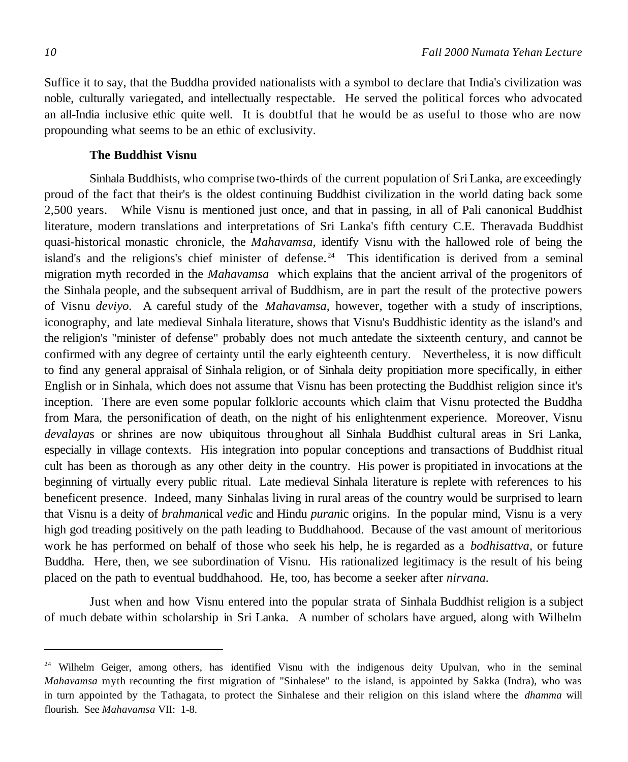Suffice it to say, that the Buddha provided nationalists with a symbol to declare that India's civilization was noble, culturally variegated, and intellectually respectable. He served the political forces who advocated an all-India inclusive ethic quite well. It is doubtful that he would be as useful to those who are now propounding what seems to be an ethic of exclusivity.

### The Buddhist Visnu

Sinhala Buddhists, who comprise two-thirds of the current population of Sri Lanka, are exceedingly proud of the fact that their's is the oldest continuing Buddhist civilization in the world dating back some 2,500 years. While Visnu is mentioned just once, and that in passing, in all of Pali canonical Buddhist literature, modern translations and interpretations of Sri Lanka's fifth century C.E. Theravada Buddhist quasi-historical monastic chronicle, the *Mahavamsa,* identify Visnu with the hallowed role of being the island's and the religions's chief minister of defense.[24] This identification is derived from a seminal migration myth recorded in the *Mahavamsa* which explains that the ancient arrival of the progenitors of the Sinhala people, and the subsequent arrival of Buddhism, are in part the result of the protective powers of Visnu *deviyo.* A careful study of the *Mahavamsa*, however, together with a study of inscriptions, iconography, and late medieval Sinhala literature, shows that Visnu's Buddhistic identity as the island's and the religion's "minister of defense" probably does not much antedate the sixteenth century, and cannot be confirmed with any degree of certainty until the early eighteenth century. Nevertheless, it is now difficult to find any general appraisal of Sinhala religion, or of Sinhala deity propitiation more specifically, in either English or in Sinhala, which does not assume that Visnu has been protecting the Buddhist religion since it's inception. There are even some popular folkloric accounts which claim that Visnu protected the Buddha from Mara, the personification of death, on the night of his enlightenment experience. Moreover, Visnu *devalaya*s or shrines are now ubiquitous throughout all Sinhala Buddhist cultural areas in Sri Lanka, especially in village contexts. His integration into popular conceptions and transactions of Buddhist ritual cult has been as thorough as any other deity in the country. His power is propitiated in invocations at the beginning of virtually every public ritual. Late medieval Sinhala literature is replete with references to his beneficent presence. Indeed, many Sinhalas living in rural areas of the country would be surprised to learn that Visnu is a deity of *brahman*ical *ved*ic and Hindu *puran*ic origins. In the popular mind, Visnu is a very high god treading positively on the path leading to Buddhahood. Because of the vast amount of meritorious work he has performed on behalf of those who seek his help, he is regarded as a *bodhisattva,* or future Buddha. Here, then, we see subordination of Visnu. His rationalized legitimacy is the result of his being placed on the path to eventual buddhahood. He, too, has become a seeker after *nirvana.*

Just when and how Visnu entered into the popular strata of Sinhala Buddhist religion is a subject of much debate within scholarship in Sri Lanka. A number of scholars have argued, along with Wilhelm

---

[24] Wilhelm Geiger, among others, has identified Visnu with the indigenous deity Upulvan, who in the seminal *Mahavamsa* myth recounting the first migration of "Sinhalese" to the island, is appointed by Sakka (Indra), who was in turn appointed by the Tathagata, to protect the Sinhalese and their religion on this island where the *dhamma* will flourish. See *Mahavamsa* VII: 1-8.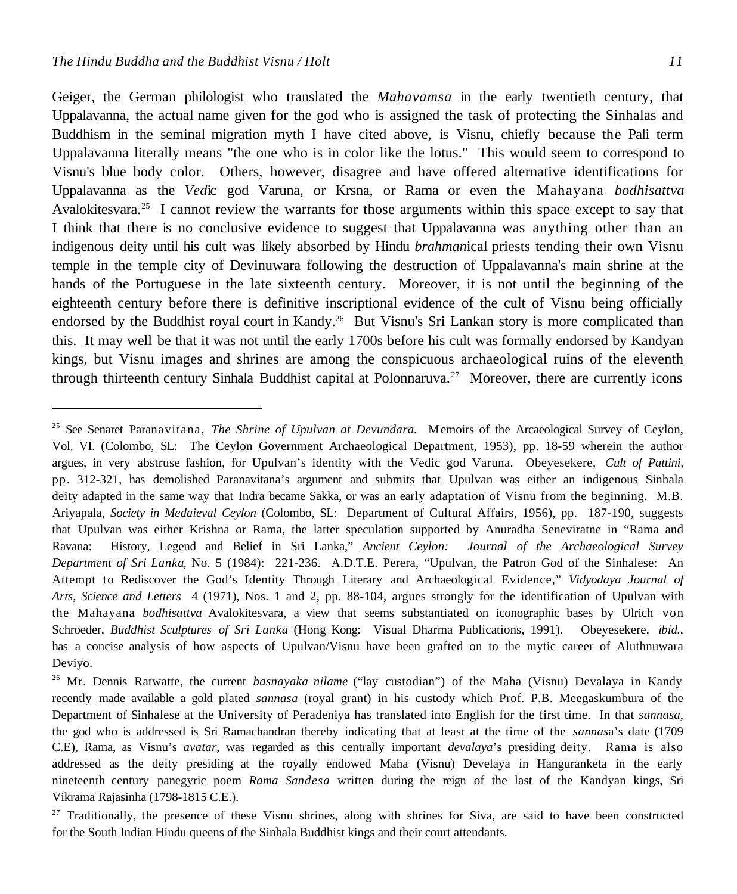Geiger, the German philologist who translated the *Mahavamsa* in the early twentieth century, that Uppalavanna, the actual name given for the god who is assigned the task of protecting the Sinhalas and Buddhism in the seminal migration myth I have cited above, is Visnu, chiefly because the Pali term Uppalavanna literally means "the one who is in color like the lotus." This would seem to correspond to Visnu's blue body color. Others, however, disagree and have offered alternative identifications for Uppalavanna as the *Ved*ic god Varuna, or Krsna, or Rama or even the Mahayana *bodhisattva* Avalokitesvara.[25] I cannot review the warrants for those arguments within this space except to say that I think that there is no conclusive evidence to suggest that Uppalavanna was anything other than an indigenous deity until his cult was likely absorbed by Hindu *brahman*ical priests tending their own Visnu temple in the temple city of Devinuwara following the destruction of Uppalavanna's main shrine at the hands of the Portuguese in the late sixteenth century. Moreover, it is not until the beginning of the eighteenth century before there is definitive inscriptional evidence of the cult of Visnu being officially endorsed by the Buddhist royal court in Kandy.[26] But Visnu's Sri Lankan story is more complicated than this. It may well be that it was not until the early 1700s before his cult was formally endorsed by Kandyan kings, but Visnu images and shrines are among the conspicuous archaeological ruins of the eleventh through thirteenth century Sinhala Buddhist capital at Polonnaruva.[27] Moreover, there are currently icons

---

[25] See Senaret Paranavitana, *The Shrine of Upulvan at Devundara*. Memoirs of the Arcaeological Survey of Ceylon, Vol. VI. (Colombo, SL: The Ceylon Government Archaeological Department, 1953), pp. 18-59 wherein the author argues, in very abstruse fashion, for Upulvan's identity with the Vedic god Varuna. Obeyesekere, *Cult of Pattini*, pp. 312-321, has demolished Paranavitana's argument and submits that Upulvan was either an indigenous Sinhala deity adapted in the same way that Indra became Sakka, or was an early adaptation of Visnu from the beginning. M.B. Ariyapala, *Society in Medaieval Ceylon* (Colombo, SL: Department of Cultural Affairs, 1956), pp. 187-190, suggests that Upulvan was either Krishna or Rama, the latter speculation supported by Anuradha Seneviratne in "Rama and Ravana: History, Legend and Belief in Sri Lanka," *Ancient Ceylon: Journal of the Archaeological Survey Department of Sri Lanka*, No. 5 (1984): 221-236. A.D.T.E. Perera, "Upulvan, the Patron God of the Sinhalese: An Attempt to Rediscover the God's Identity Through Literary and Archaeological Evidence," *Vidyodaya Journal of Arts, Science and Letters* 4 (1971), Nos. 1 and 2, pp. 88-104, argues strongly for the identification of Upulvan with the Mahayana *bodhisattva* Avalokitesvara, a view that seems substantiated on iconographic bases by Ulrich von Schroeder, *Buddhist Sculptures of Sri Lanka* (Hong Kong: Visual Dharma Publications, 1991). Obeyesekere, *ibid.*, has a concise analysis of how aspects of Upulvan/Visnu have been grafted on to the mytic career of Aluthnuwara Deviyo.

[26] Mr. Dennis Ratwatte, the current *basnayaka nilame* ("lay custodian") of the Maha (Visnu) Devalaya in Kandy recently made available a gold plated *sannasa* (royal grant) in his custody which Prof. P.B. Meegaskumbura of the Department of Sinhalese at the University of Peradeniya has translated into English for the first time. In that *sannasa*, the god who is addressed is Sri Ramachandran thereby indicating that at least at the time of the *sannas*a's date (1709 C.E), Rama, as Visnu's *avatar*, was regarded as this centrally important *devalaya*'s presiding deity. Rama is also addressed as the deity presiding at the royally endowed Maha (Visnu) Develaya in Hanguranketa in the early nineteenth century panegyric poem *Rama Sandesa* written during the reign of the last of the Kandyan kings, Sri Vikrama Rajasinha (1798-1815 C.E.).

[27] Traditionally, the presence of these Visnu shrines, along with shrines for Siva, are said to have been constructed for the South Indian Hindu queens of the Sinhala Buddhist kings and their court attendants.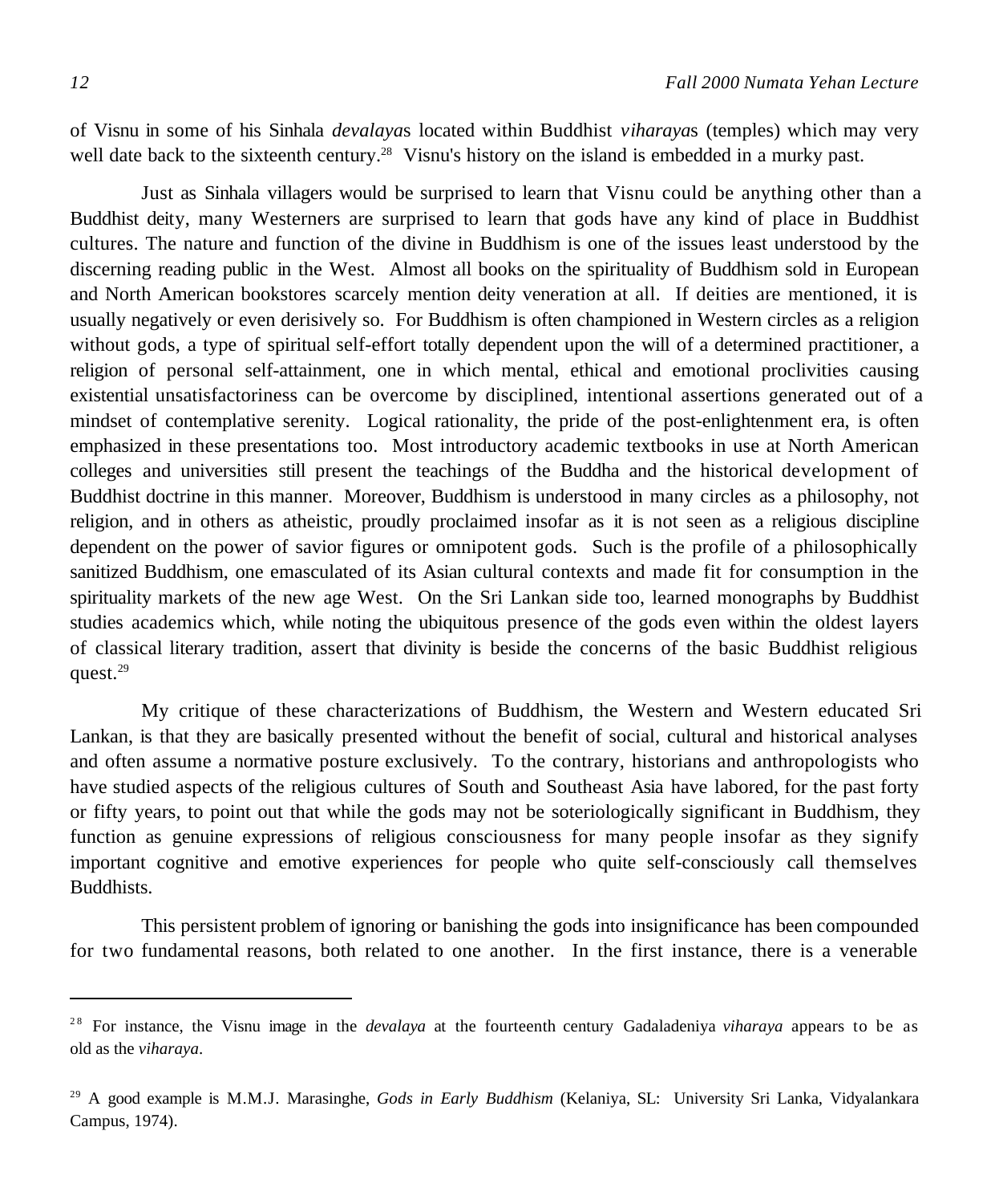of Visnu in some of his Sinhala *devalaya*s located within Buddhist *viharaya*s (temples) which may very well date back to the sixteenth century.[28] Visnu's history on the island is embedded in a murky past.

Just as Sinhala villagers would be surprised to learn that Visnu could be anything other than a Buddhist deity, many Westerners are surprised to learn that gods have any kind of place in Buddhist cultures. The nature and function of the divine in Buddhism is one of the issues least understood by the discerning reading public in the West. Almost all books on the spirituality of Buddhism sold in European and North American bookstores scarcely mention deity veneration at all. If deities are mentioned, it is usually negatively or even derisively so. For Buddhism is often championed in Western circles as a religion without gods, a type of spiritual self-effort totally dependent upon the will of a determined practitioner, a religion of personal self-attainment, one in which mental, ethical and emotional proclivities causing existential unsatisfactoriness can be overcome by disciplined, intentional assertions generated out of a mindset of contemplative serenity. Logical rationality, the pride of the post-enlightenment era, is often emphasized in these presentations too. Most introductory academic textbooks in use at North American colleges and universities still present the teachings of the Buddha and the historical development of Buddhist doctrine in this manner. Moreover, Buddhism is understood in many circles as a philosophy, not religion, and in others as atheistic, proudly proclaimed insofar as it is not seen as a religious discipline dependent on the power of savior figures or omnipotent gods. Such is the profile of a philosophically sanitized Buddhism, one emasculated of its Asian cultural contexts and made fit for consumption in the spirituality markets of the new age West. On the Sri Lankan side too, learned monographs by Buddhist studies academics which, while noting the ubiquitous presence of the gods even within the oldest layers of classical literary tradition, assert that divinity is beside the concerns of the basic Buddhist religious quest.[29]

My critique of these characterizations of Buddhism, the Western and Western educated Sri Lankan, is that they are basically presented without the benefit of social, cultural and historical analyses and often assume a normative posture exclusively. To the contrary, historians and anthropologists who have studied aspects of the religious cultures of South and Southeast Asia have labored, for the past forty or fifty years, to point out that while the gods may not be soteriologically significant in Buddhism, they function as genuine expressions of religious consciousness for many people insofar as they signify important cognitive and emotive experiences for people who quite self-consciously call themselves Buddhists.

This persistent problem of ignoring or banishing the gods into insignificance has been compounded for two fundamental reasons, both related to one another. In the first instance, there is a venerable

---

[28] For instance, the Visnu image in the *devalaya* at the fourteenth century Gadaladeniya *viharaya* appears to be as old as the *viharaya*.

[29] A good example is M.M.J. Marasinghe, *Gods in Early Buddhism* (Kelaniya, SL: University Sri Lanka, Vidyalankara Campus, 1974).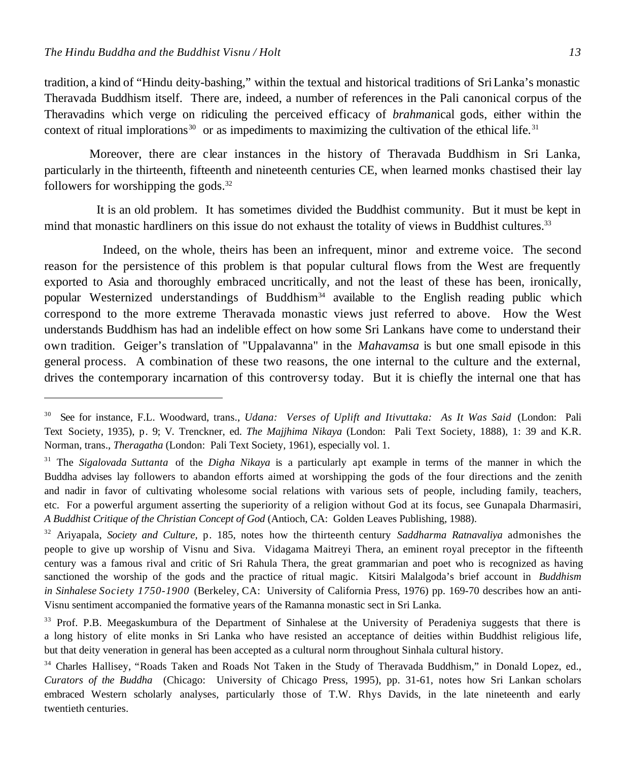tradition, a kind of "Hindu deity-bashing," within the textual and historical traditions of Sri Lanka's monastic Theravada Buddhism itself. There are, indeed, a number of references in the Pali canonical corpus of the Theravadins which verge on ridiculing the perceived efficacy of *brahman*ical gods, either within the context of ritual implorations[30] or as impediments to maximizing the cultivation of the ethical life.[31]

Moreover, there are clear instances in the history of Theravada Buddhism in Sri Lanka, particularly in the thirteenth, fifteenth and nineteenth centuries CE, when learned monks chastised their lay followers for worshipping the gods.[32]

It is an old problem. It has sometimes divided the Buddhist community. But it must be kept in mind that monastic hardliners on this issue do not exhaust the totality of views in Buddhist cultures.[33]

Indeed, on the whole, theirs has been an infrequent, minor and extreme voice. The second reason for the persistence of this problem is that popular cultural flows from the West are frequently exported to Asia and thoroughly embraced uncritically, and not the least of these has been, ironically, popular Westernized understandings of Buddhism[34] available to the English reading public which correspond to the more extreme Theravada monastic views just referred to above. How the West understands Buddhism has had an indelible effect on how some Sri Lankans have come to understand their own tradition. Geiger's translation of "Uppalavanna" in the *Mahavamsa* is but one small episode in this general process. A combination of these two reasons, the one internal to the culture and the external, drives the contemporary incarnation of this controversy today. But it is chiefly the internal one that has

---

[30] See for instance, F.L. Woodward, trans., *Udana: Verses of Uplift and Itivuttaka: As It Was Said* (London: Pali Text Society, 1935), p. 9; V. Trenckner, ed. *The Majjhima Nikaya* (London: Pali Text Society, 1888), 1: 39 and K.R. Norman, trans., *Theragatha* (London: Pali Text Society, 1961), especially vol. 1.

[31] The *Sigalovada Suttanta* of the *Digha Nikaya* is a particularly apt example in terms of the manner in which the Buddha advises lay followers to abandon efforts aimed at worshipping the gods of the four directions and the zenith and nadir in favor of cultivating wholesome social relations with various sets of people, including family, teachers, etc. For a powerful argument asserting the superiority of a religion without God at its focus, see Gunapala Dharmasiri, *A Buddhist Critique of the Christian Concept of God* (Antioch, CA: Golden Leaves Publishing, 1988).

[32] Ariyapala, *Society and Culture*, p. 185, notes how the thirteenth century *Saddharma Ratnavaliya* admonishes the people to give up worship of Visnu and Siva. Vidagama Maitreyi Thera, an eminent royal preceptor in the fifteenth century was a famous rival and critic of Sri Rahula Thera, the great grammarian and poet who is recognized as having sanctioned the worship of the gods and the practice of ritual magic. Kitsiri Malalgoda's brief account in *Buddhism in Sinhalese Society 1750-1900* (Berkeley, CA: University of California Press, 1976) pp. 169-70 describes how an anti-Visnu sentiment accompanied the formative years of the Ramanna monastic sect in Sri Lanka.

[33] Prof. P.B. Meegaskumbura of the Department of Sinhalese at the University of Peradeniya suggests that there is a long history of elite monks in Sri Lanka who have resisted an acceptance of deities within Buddhist religious life, but that deity veneration in general has been accepted as a cultural norm throughout Sinhala cultural history.

[34] Charles Hallisey, "Roads Taken and Roads Not Taken in the Study of Theravada Buddhism," in Donald Lopez, ed., *Curators of the Buddha* (Chicago: University of Chicago Press, 1995), pp. 31-61, notes how Sri Lankan scholars embraced Western scholarly analyses, particularly those of T.W. Rhys Davids, in the late nineteenth and early twentieth centuries.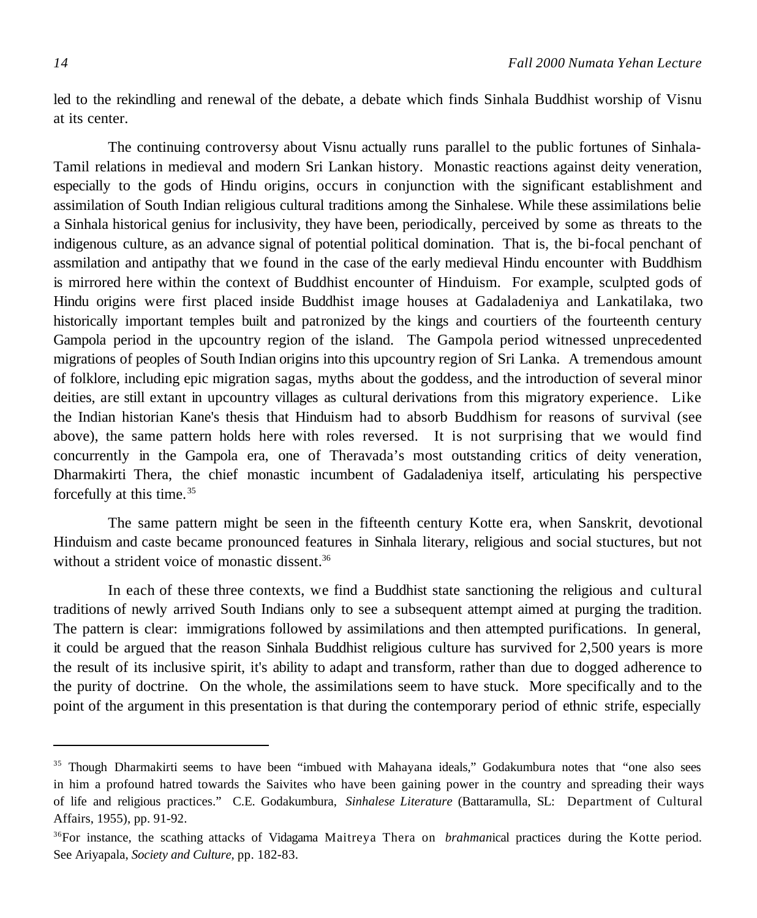led to the rekindling and renewal of the debate, a debate which finds Sinhala Buddhist worship of Visnu at its center.

The continuing controversy about Visnu actually runs parallel to the public fortunes of Sinhala-Tamil relations in medieval and modern Sri Lankan history. Monastic reactions against deity veneration, especially to the gods of Hindu origins, occurs in conjunction with the significant establishment and assimilation of South Indian religious cultural traditions among the Sinhalese. While these assimilations belie a Sinhala historical genius for inclusivity, they have been, periodically, perceived by some as threats to the indigenous culture, as an advance signal of potential political domination. That is, the bi-focal penchant of assmilation and antipathy that we found in the case of the early medieval Hindu encounter with Buddhism is mirrored here within the context of Buddhist encounter of Hinduism. For example, sculpted gods of Hindu origins were first placed inside Buddhist image houses at Gadaladeniya and Lankatilaka, two historically important temples built and patronized by the kings and courtiers of the fourteenth century Gampola period in the upcountry region of the island. The Gampola period witnessed unprecedented migrations of peoples of South Indian origins into this upcountry region of Sri Lanka. A tremendous amount of folklore, including epic migration sagas, myths about the goddess, and the introduction of several minor deities, are still extant in upcountry villages as cultural derivations from this migratory experience. Like the Indian historian Kane's thesis that Hinduism had to absorb Buddhism for reasons of survival (see above), the same pattern holds here with roles reversed. It is not surprising that we would find concurrently in the Gampola era, one of Theravada's most outstanding critics of deity veneration, Dharmakirti Thera, the chief monastic incumbent of Gadaladeniya itself, articulating his perspective forcefully at this time.[35]

The same pattern might be seen in the fifteenth century Kotte era, when Sanskrit, devotional Hinduism and caste became pronounced features in Sinhala literary, religious and social stuctures, but not without a strident voice of monastic dissent.[36]

In each of these three contexts, we find a Buddhist state sanctioning the religious and cultural traditions of newly arrived South Indians only to see a subsequent attempt aimed at purging the tradition. The pattern is clear: immigrations followed by assimilations and then attempted purifications. In general, it could be argued that the reason Sinhala Buddhist religious culture has survived for 2,500 years is more the result of its inclusive spirit, it's ability to adapt and transform, rather than due to dogged adherence to the purity of doctrine. On the whole, the assimilations seem to have stuck. More specifically and to the point of the argument in this presentation is that during the contemporary period of ethnic strife, especially

---

[35] Though Dharmakirti seems to have been "imbued with Mahayana ideals," Godakumbura notes that "one also sees in him a profound hatred towards the Saivites who have been gaining power in the country and spreading their ways of life and religious practices." C.E. Godakumbura, *Sinhalese Literature* (Battaramulla, SL: Department of Cultural Affairs, 1955), pp. 91-92.

[36] For instance, the scathing attacks of Vidagama Maitreya Thera on *brahman*ical practices during the Kotte period. See Ariyapala, *Society and Culture*, pp. 182-83.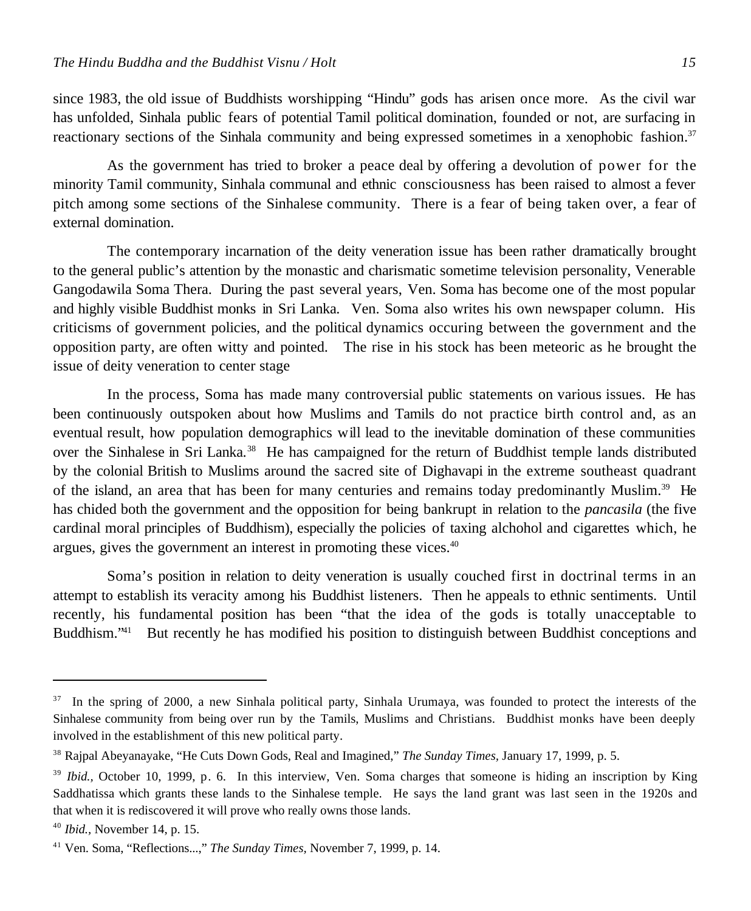since 1983, the old issue of Buddhists worshipping "Hindu" gods has arisen once more. As the civil war has unfolded, Sinhala public fears of potential Tamil political domination, founded or not, are surfacing in reactionary sections of the Sinhala community and being expressed sometimes in a xenophobic fashion.[37]

As the government has tried to broker a peace deal by offering a devolution of power for the minority Tamil community, Sinhala communal and ethnic consciousness has been raised to almost a fever pitch among some sections of the Sinhalese community. There is a fear of being taken over, a fear of external domination.

The contemporary incarnation of the deity veneration issue has been rather dramatically brought to the general public's attention by the monastic and charismatic sometime television personality, Venerable Gangodawila Soma Thera. During the past several years, Ven. Soma has become one of the most popular and highly visible Buddhist monks in Sri Lanka. Ven. Soma also writes his own newspaper column. His criticisms of government policies, and the political dynamics occuring between the government and the opposition party, are often witty and pointed. The rise in his stock has been meteoric as he brought the issue of deity veneration to center stage

In the process, Soma has made many controversial public statements on various issues. He has been continuously outspoken about how Muslims and Tamils do not practice birth control and, as an eventual result, how population demographics will lead to the inevitable domination of these communities over the Sinhalese in Sri Lanka.[38] He has campaigned for the return of Buddhist temple lands distributed by the colonial British to Muslims around the sacred site of Dighavapi in the extreme southeast quadrant of the island, an area that has been for many centuries and remains today predominantly Muslim.[39] He has chided both the government and the opposition for being bankrupt in relation to the *pancasila* (the five cardinal moral principles of Buddhism), especially the policies of taxing alchohol and cigarettes which, he argues, gives the government an interest in promoting these vices.[40]

Soma's position in relation to deity veneration is usually couched first in doctrinal terms in an attempt to establish its veracity among his Buddhist listeners. Then he appeals to ethnic sentiments. Until recently, his fundamental position has been "that the idea of the gods is totally unacceptable to Buddhism."[41] But recently he has modified his position to distinguish between Buddhist conceptions and

---

[37] In the spring of 2000, a new Sinhala political party, Sinhala Urumaya, was founded to protect the interests of the Sinhalese community from being over run by the Tamils, Muslims and Christians. Buddhist monks have been deeply involved in the establishment of this new political party.

[38] Rajpal Abeyanayake, "He Cuts Down Gods, Real and Imagined," *The Sunday Times*, January 17, 1999, p. 5.

[39] *Ibid.*, October 10, 1999, p. 6. In this interview, Ven. Soma charges that someone is hiding an inscription by King Saddhatissa which grants these lands to the Sinhalese temple. He says the land grant was last seen in the 1920s and that when it is rediscovered it will prove who really owns those lands.

[40] *Ibid.*, November 14, p. 15.

[41] Ven. Soma, "Reflections...," *The Sunday Times*, November 7, 1999, p. 14.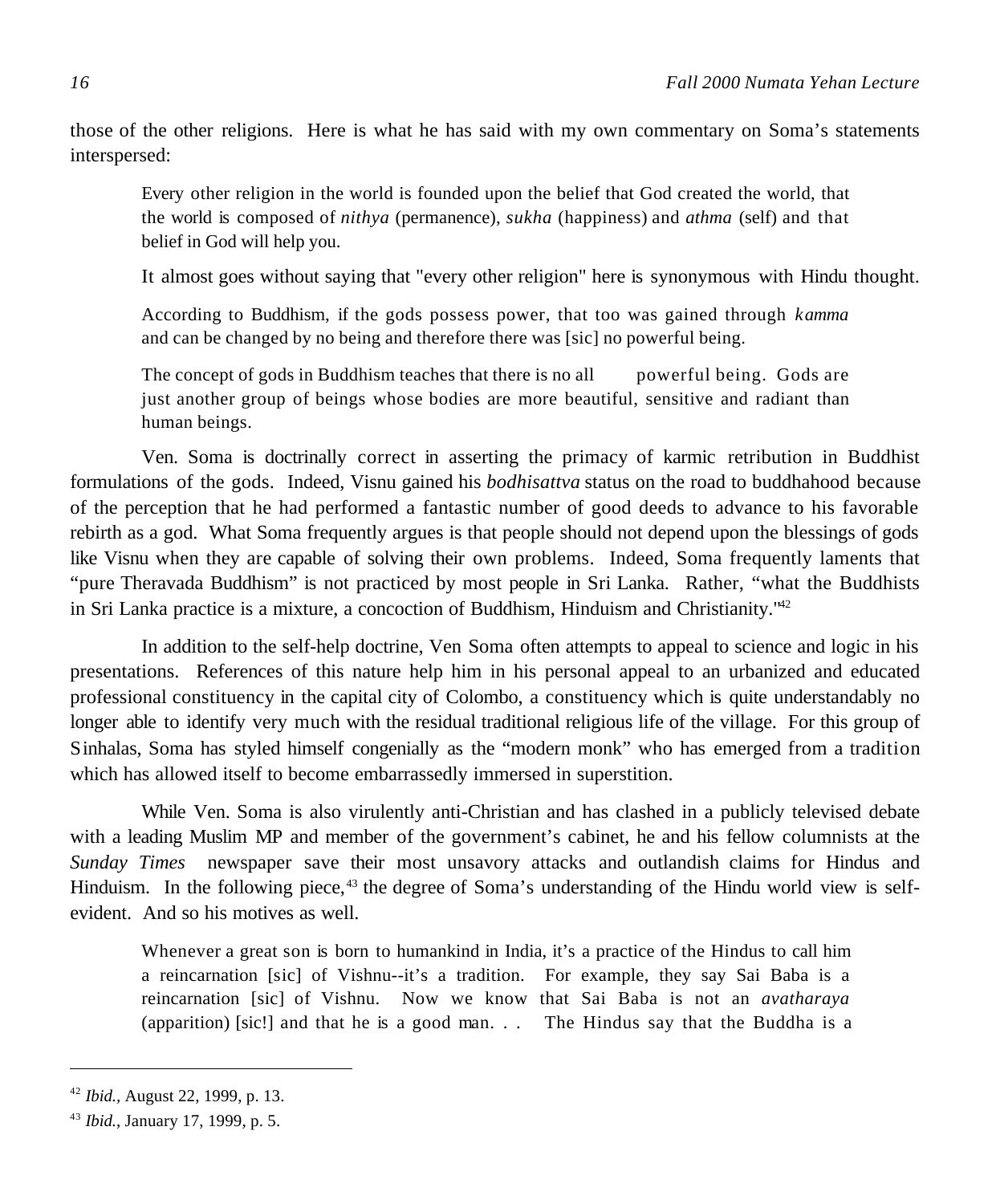those of the other religions. Here is what he has said with my own commentary on Soma's statements interspersed:

> Every other religion in the world is founded upon the belief that God created the world, that the world is composed of *nithya* (permanence), *sukha* (happiness) and *athma* (self) and that belief in God will help you.
>
> It almost goes without saying that "every other religion" here is synonymous with Hindu thought.
>
> According to Buddhism, if the gods possess power, that too was gained through *kamma* and can be changed by no being and therefore there was [sic] no powerful being.
>
> The concept of gods in Buddhism teaches that there is no all powerful being. Gods are just another group of beings whose bodies are more beautiful, sensitive and radiant than human beings.

Ven. Soma is doctrinally correct in asserting the primacy of karmic retribution in Buddhist formulations of the gods. Indeed, Visnu gained his *bodhisattva* status on the road to buddhahood because of the perception that he had performed a fantastic number of good deeds to advance to his favorable rebirth as a god. What Soma frequently argues is that people should not depend upon the blessings of gods like Visnu when they are capable of solving their own problems. Indeed, Soma frequently laments that "pure Theravada Buddhism" is not practiced by most people in Sri Lanka. Rather, "what the Buddhists in Sri Lanka practice is a mixture, a concoction of Buddhism, Hinduism and Christianity."[42]

In addition to the self-help doctrine, Ven Soma often attempts to appeal to science and logic in his presentations. References of this nature help him in his personal appeal to an urbanized and educated professional constituency in the capital city of Colombo, a constituency which is quite understandably no longer able to identify very much with the residual traditional religious life of the village. For this group of Sinhalas, Soma has styled himself congenially as the "modern monk" who has emerged from a tradition which has allowed itself to become embarrassedly immersed in superstition.

While Ven. Soma is also virulently anti-Christian and has clashed in a publicly televised debate with a leading Muslim MP and member of the government's cabinet, he and his fellow columnists at the *Sunday Times* newspaper save their most unsavory attacks and outlandish claims for Hindus and Hinduism. In the following piece,[43] the degree of Soma's understanding of the Hindu world view is self-evident. And so his motives as well.

> Whenever a great son is born to humankind in India, it's a practice of the Hindus to call him a reincarnation [sic] of Vishnu--it's a tradition. For example, they say Sai Baba is a reincarnation [sic] of Vishnu. Now we know that Sai Baba is not an *avatharaya* (apparition) [sic!] and that he is a good man. . . The Hindus say that the Buddha is a

---

[42] *Ibid.*, August 22, 1999, p. 13.

[43] *Ibid.*, January 17, 1999, p. 5.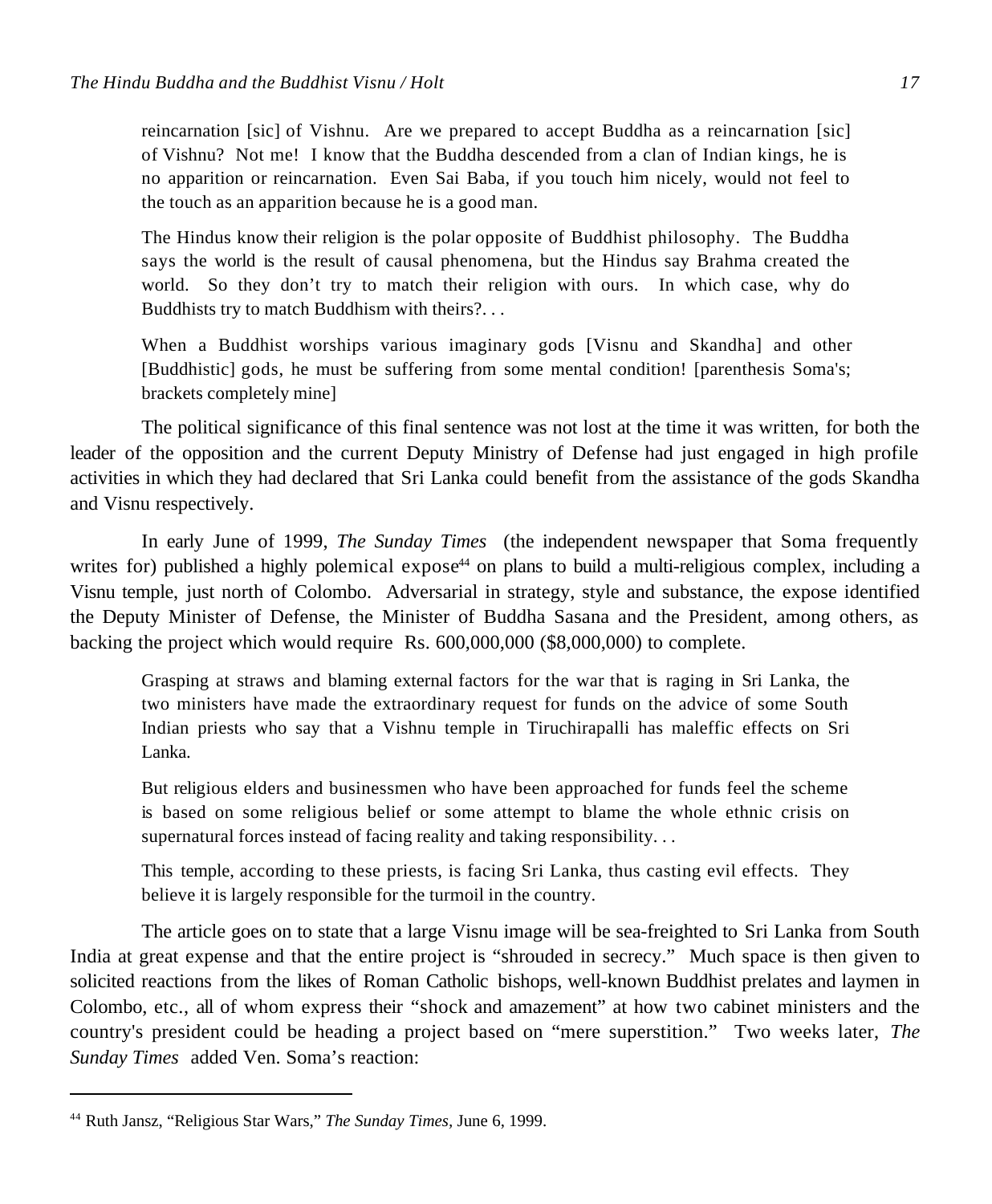> reincarnation [sic] of Vishnu. Are we prepared to accept Buddha as a reincarnation [sic] of Vishnu? Not me! I know that the Buddha descended from a clan of Indian kings, he is no apparition or reincarnation. Even Sai Baba, if you touch him nicely, would not feel to the touch as an apparition because he is a good man.
>
> The Hindus know their religion is the polar opposite of Buddhist philosophy. The Buddha says the world is the result of causal phenomena, but the Hindus say Brahma created the world. So they don't try to match their religion with ours. In which case, why do Buddhists try to match Buddhism with theirs?. . .
>
> When a Buddhist worships various imaginary gods [Visnu and Skandha] and other [Buddhistic] gods, he must be suffering from some mental condition! [parenthesis Soma's; brackets completely mine]

The political significance of this final sentence was not lost at the time it was written, for both the leader of the opposition and the current Deputy Ministry of Defense had just engaged in high profile activities in which they had declared that Sri Lanka could benefit from the assistance of the gods Skandha and Visnu respectively.

In early June of 1999, *The Sunday Times* (the independent newspaper that Soma frequently writes for) published a highly polemical expose[44] on plans to build a multi-religious complex, including a Visnu temple, just north of Colombo. Adversarial in strategy, style and substance, the expose identified the Deputy Minister of Defense, the Minister of Buddha Sasana and the President, among others, as backing the project which would require Rs. 600,000,000 ($8,000,000) to complete.

> Grasping at straws and blaming external factors for the war that is raging in Sri Lanka, the two ministers have made the extraordinary request for funds on the advice of some South Indian priests who say that a Vishnu temple in Tiruchirapalli has maleffic effects on Sri Lanka.
>
> But religious elders and businessmen who have been approached for funds feel the scheme is based on some religious belief or some attempt to blame the whole ethnic crisis on supernatural forces instead of facing reality and taking responsibility. . .
>
> This temple, according to these priests, is facing Sri Lanka, thus casting evil effects. They believe it is largely responsible for the turmoil in the country.

The article goes on to state that a large Visnu image will be sea-freighted to Sri Lanka from South India at great expense and that the entire project is "shrouded in secrecy." Much space is then given to solicited reactions from the likes of Roman Catholic bishops, well-known Buddhist prelates and laymen in Colombo, etc., all of whom express their "shock and amazement" at how two cabinet ministers and the country's president could be heading a project based on "mere superstition." Two weeks later, *The Sunday Times* added Ven. Soma's reaction:

---

[44] Ruth Jansz, "Religious Star Wars," *The Sunday Times,* June 6, 1999.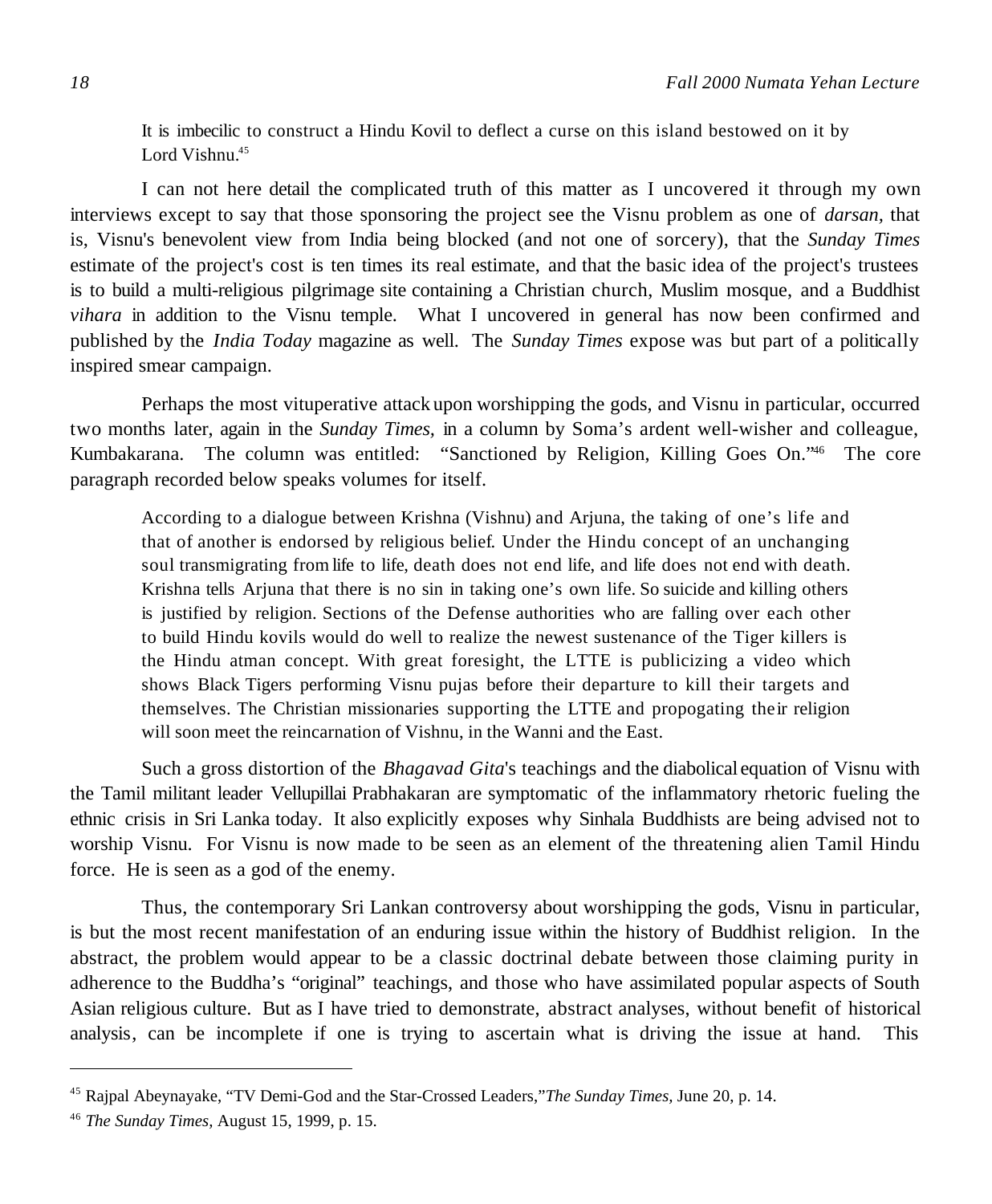> It is imbecilic to construct a Hindu Kovil to deflect a curse on this island bestowed on it by Lord Vishnu.[45]

I can not here detail the complicated truth of this matter as I uncovered it through my own interviews except to say that those sponsoring the project see the Visnu problem as one of *darsan*, that is, Visnu's benevolent view from India being blocked (and not one of sorcery), that the *Sunday Times* estimate of the project's cost is ten times its real estimate, and that the basic idea of the project's trustees is to build a multi-religious pilgrimage site containing a Christian church, Muslim mosque, and a Buddhist *vihara* in addition to the Visnu temple. What I uncovered in general has now been confirmed and published by the *India Today* magazine as well. The *Sunday Times* expose was but part of a politically inspired smear campaign.

Perhaps the most vituperative attack upon worshipping the gods, and Visnu in particular, occurred two months later, again in the *Sunday Times,* in a column by Soma's ardent well-wisher and colleague, Kumbakarana. The column was entitled: "Sanctioned by Religion, Killing Goes On."[46] The core paragraph recorded below speaks volumes for itself.

> According to a dialogue between Krishna (Vishnu) and Arjuna, the taking of one's life and that of another is endorsed by religious belief. Under the Hindu concept of an unchanging soul transmigrating from life to life, death does not end life, and life does not end with death. Krishna tells Arjuna that there is no sin in taking one's own life. So suicide and killing others is justified by religion. Sections of the Defense authorities who are falling over each other to build Hindu kovils would do well to realize the newest sustenance of the Tiger killers is the Hindu atman concept. With great foresight, the LTTE is publicizing a video which shows Black Tigers performing Visnu pujas before their departure to kill their targets and themselves. The Christian missionaries supporting the LTTE and propogating their religion will soon meet the reincarnation of Vishnu, in the Wanni and the East.

Such a gross distortion of the *Bhagavad Gita*'s teachings and the diabolical equation of Visnu with the Tamil militant leader Vellupillai Prabhakaran are symptomatic of the inflammatory rhetoric fueling the ethnic crisis in Sri Lanka today. It also explicitly exposes why Sinhala Buddhists are being advised not to worship Visnu. For Visnu is now made to be seen as an element of the threatening alien Tamil Hindu force. He is seen as a god of the enemy.

Thus, the contemporary Sri Lankan controversy about worshipping the gods, Visnu in particular, is but the most recent manifestation of an enduring issue within the history of Buddhist religion. In the abstract, the problem would appear to be a classic doctrinal debate between those claiming purity in adherence to the Buddha's "original" teachings, and those who have assimilated popular aspects of South Asian religious culture. But as I have tried to demonstrate, abstract analyses, without benefit of historical analysis, can be incomplete if one is trying to ascertain what is driving the issue at hand. This

---

[45] Rajpal Abeynayake, "TV Demi-God and the Star-Crossed Leaders,"*The Sunday Times,* June 20, p. 14.

[46] *The Sunday Times,* August 15, 1999, p. 15.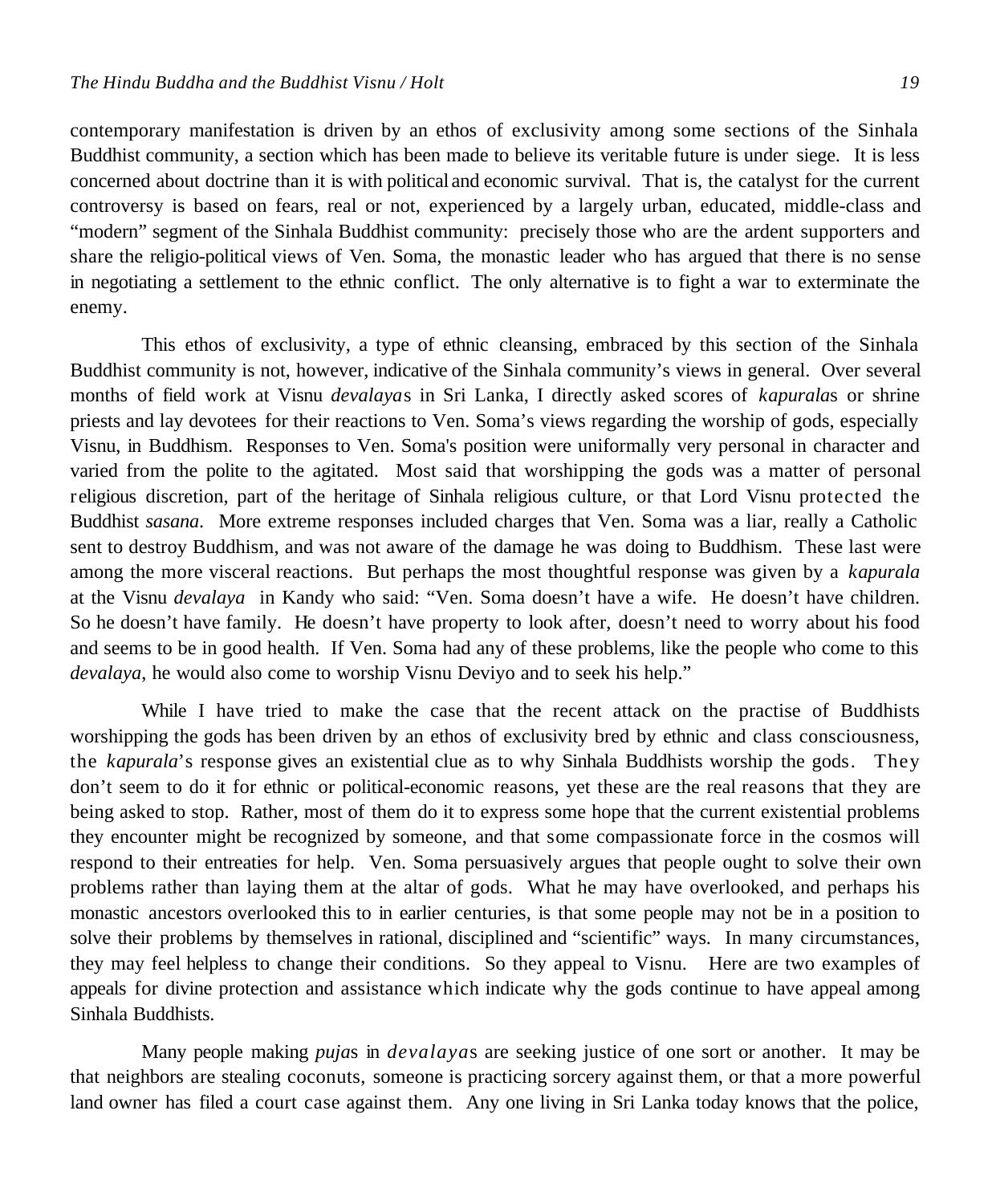contemporary manifestation is driven by an ethos of exclusivity among some sections of the Sinhala Buddhist community, a section which has been made to believe its veritable future is under siege. It is less concerned about doctrine than it is with political and economic survival. That is, the catalyst for the current controversy is based on fears, real or not, experienced by a largely urban, educated, middle-class and "modern" segment of the Sinhala Buddhist community: precisely those who are the ardent supporters and share the religio-political views of Ven. Soma, the monastic leader who has argued that there is no sense in negotiating a settlement to the ethnic conflict. The only alternative is to fight a war to exterminate the enemy.

This ethos of exclusivity, a type of ethnic cleansing, embraced by this section of the Sinhala Buddhist community is not, however, indicative of the Sinhala community's views in general. Over several months of field work at Visnu *devalaya*s in Sri Lanka, I directly asked scores of *kapurala*s or shrine priests and lay devotees for their reactions to Ven. Soma's views regarding the worship of gods, especially Visnu, in Buddhism. Responses to Ven. Soma's position were uniformally very personal in character and varied from the polite to the agitated. Most said that worshipping the gods was a matter of personal religious discretion, part of the heritage of Sinhala religious culture, or that Lord Visnu protected the Buddhist *sasana*. More extreme responses included charges that Ven. Soma was a liar, really a Catholic sent to destroy Buddhism, and was not aware of the damage he was doing to Buddhism. These last were among the more visceral reactions. But perhaps the most thoughtful response was given by a *kapurala* at the Visnu *devalaya* in Kandy who said: "Ven. Soma doesn't have a wife. He doesn't have children. So he doesn't have family. He doesn't have property to look after, doesn't need to worry about his food and seems to be in good health. If Ven. Soma had any of these problems, like the people who come to this *devalaya*, he would also come to worship Visnu Deviyo and to seek his help."

While I have tried to make the case that the recent attack on the practise of Buddhists worshipping the gods has been driven by an ethos of exclusivity bred by ethnic and class consciousness, the *kapurala*'s response gives an existential clue as to why Sinhala Buddhists worship the gods. They don't seem to do it for ethnic or political-economic reasons, yet these are the real reasons that they are being asked to stop. Rather, most of them do it to express some hope that the current existential problems they encounter might be recognized by someone, and that some compassionate force in the cosmos will respond to their entreaties for help. Ven. Soma persuasively argues that people ought to solve their own problems rather than laying them at the altar of gods. What he may have overlooked, and perhaps his monastic ancestors overlooked this to in earlier centuries, is that some people may not be in a position to solve their problems by themselves in rational, disciplined and "scientific" ways. In many circumstances, they may feel helpless to change their conditions. So they appeal to Visnu. Here are two examples of appeals for divine protection and assistance which indicate why the gods continue to have appeal among Sinhala Buddhists.

Many people making *puja*s in *devalaya*s are seeking justice of one sort or another. It may be that neighbors are stealing coconuts, someone is practicing sorcery against them, or that a more powerful land owner has filed a court case against them. Any one living in Sri Lanka today knows that the police,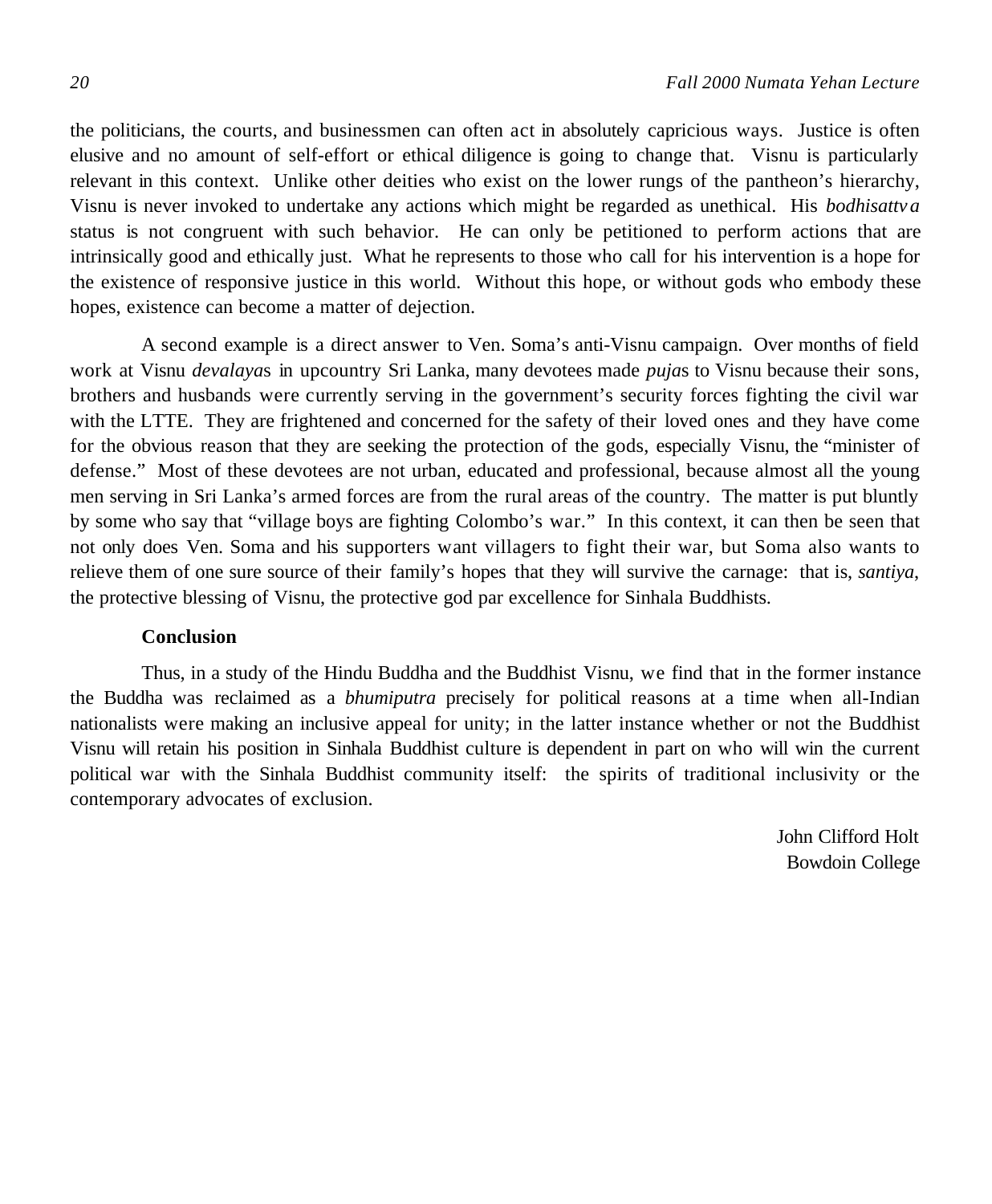the politicians, the courts, and businessmen can often act in absolutely capricious ways. Justice is often elusive and no amount of self-effort or ethical diligence is going to change that. Visnu is particularly relevant in this context. Unlike other deities who exist on the lower rungs of the pantheon's hierarchy, Visnu is never invoked to undertake any actions which might be regarded as unethical. His *bodhisattva* status is not congruent with such behavior. He can only be petitioned to perform actions that are intrinsically good and ethically just. What he represents to those who call for his intervention is a hope for the existence of responsive justice in this world. Without this hope, or without gods who embody these hopes, existence can become a matter of dejection.

A second example is a direct answer to Ven. Soma's anti-Visnu campaign. Over months of field work at Visnu *devalaya*s in upcountry Sri Lanka, many devotees made *puja*s to Visnu because their sons, brothers and husbands were currently serving in the government's security forces fighting the civil war with the LTTE. They are frightened and concerned for the safety of their loved ones and they have come for the obvious reason that they are seeking the protection of the gods, especially Visnu, the "minister of defense." Most of these devotees are not urban, educated and professional, because almost all the young men serving in Sri Lanka's armed forces are from the rural areas of the country. The matter is put bluntly by some who say that "village boys are fighting Colombo's war." In this context, it can then be seen that not only does Ven. Soma and his supporters want villagers to fight their war, but Soma also wants to relieve them of one sure source of their family's hopes that they will survive the carnage: that is, *santiya*, the protective blessing of Visnu, the protective god par excellence for Sinhala Buddhists.

## Conclusion

Thus, in a study of the Hindu Buddha and the Buddhist Visnu, we find that in the former instance the Buddha was reclaimed as a *bhumiputra* precisely for political reasons at a time when all-Indian nationalists were making an inclusive appeal for unity; in the latter instance whether or not the Buddhist Visnu will retain his position in Sinhala Buddhist culture is dependent in part on who will win the current political war with the Sinhala Buddhist community itself: the spirits of traditional inclusivity or the contemporary advocates of exclusion.

John Clifford Holt
Bowdoin College